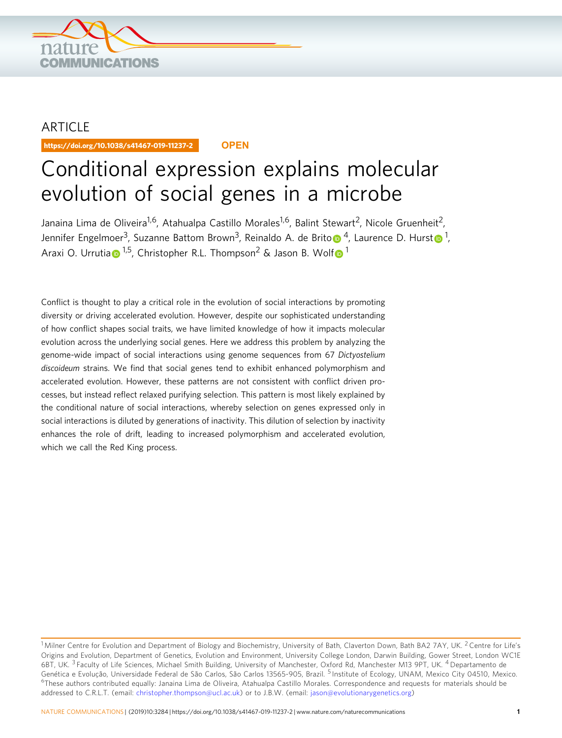ARTICLE

https://doi.org/10.1038/s41467-019-11237-2 **OPEN**

# Conditional expression explains molecular evolution of social genes in a microbe

Janaina Lima de Oliveira[1,6], Atahualpa Castillo Morales[1,6], Balint Stewart[2], Nicole Gruenheit[2], Jennifer Engelmoer[3], Suzanne Battom Brown[3], Reinaldo A. de Brito[4], Laurence D. Hurst[1], Araxi O. Urrutia[1,5], Christopher R.L. Thompson[2] & Jason B. Wolf[1]

Conflict is thought to play a critical role in the evolution of social interactions by promoting diversity or driving accelerated evolution. However, despite our sophisticated understanding of how conflict shapes social traits, we have limited knowledge of how it impacts molecular evolution across the underlying social genes. Here we address this problem by analyzing the genome-wide impact of social interactions using genome sequences from 67 *Dictyostelium discoideum* strains. We find that social genes tend to exhibit enhanced polymorphism and accelerated evolution. However, these patterns are not consistent with conflict driven processes, but instead reflect relaxed purifying selection. This pattern is most likely explained by the conditional nature of social interactions, whereby selection on genes expressed only in social interactions is diluted by generations of inactivity. This dilution of selection by inactivity enhances the role of drift, leading to increased polymorphism and accelerated evolution, which we call the Red King process.

---

[1] Milner Centre for Evolution and Department of Biology and Biochemistry, University of Bath, Claverton Down, Bath BA2 7AY, UK. [2] Centre for Life's Origins and Evolution, Department of Genetics, Evolution and Environment, University College London, Darwin Building, Gower Street, London WC1E 6BT, UK. [3] Faculty of Life Sciences, Michael Smith Building, University of Manchester, Oxford Rd, Manchester M13 9PT, UK. [4] Departamento de Genética e Evolução, Universidade Federal de São Carlos, São Carlos 13565-905, Brazil. [5] Institute of Ecology, UNAM, Mexico City 04510, Mexico. [6] These authors contributed equally: Janaina Lima de Oliveira, Atahualpa Castillo Morales. Correspondence and requests for materials should be addressed to C.R.L.T. (email: christopher.thompson@ucl.ac.uk) or to J.B.W. (email: jason@evolutionarygenetics.org)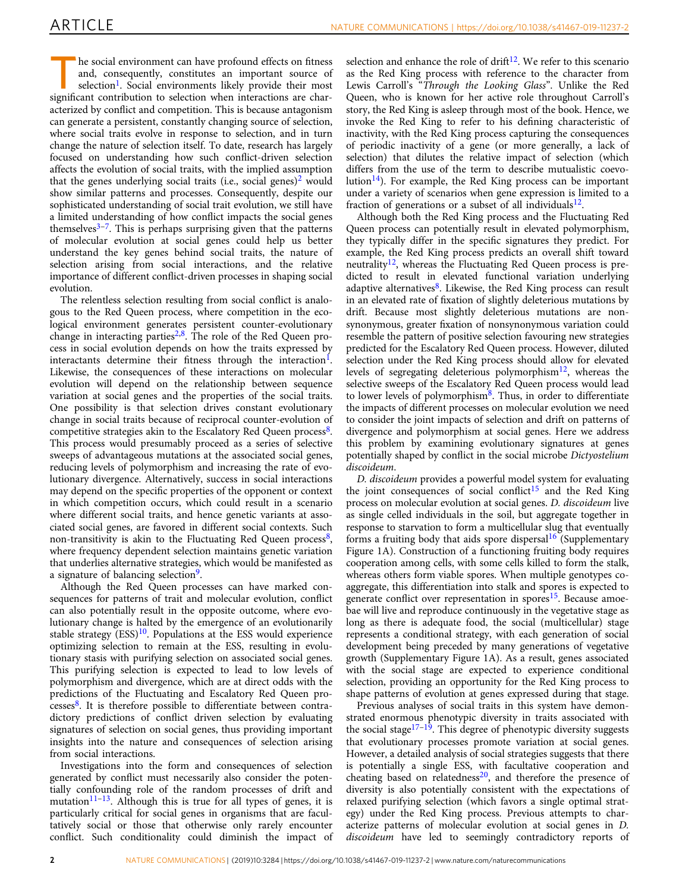The social environment can have profound effects on fitness and, consequently, constitutes an important source of selection[1]. Social environments likely provide their most significant contribution to selection when interactions are characterized by conflict and competition. This is because antagonism can generate a persistent, constantly changing source of selection, where social traits evolve in response to selection, and in turn change the nature of selection itself. To date, research has largely focused on understanding how such conflict-driven selection affects the evolution of social traits, with the implied assumption that the genes underlying social traits (i.e., social genes)[2] would show similar patterns and processes. Consequently, despite our sophisticated understanding of social trait evolution, we still have a limited understanding of how conflict impacts the social genes themselves[3–7]. This is perhaps surprising given that the patterns of molecular evolution at social genes could help us better understand the key genes behind social traits, the nature of selection arising from social interactions, and the relative importance of different conflict-driven processes in shaping social evolution.

The relentless selection resulting from social conflict is analogous to the Red Queen process, where competition in the ecological environment generates persistent counter-evolutionary change in interacting parties[2,8]. The role of the Red Queen process in social evolution depends on how the traits expressed by interactants determine their fitness through the interaction[1]. Likewise, the consequences of these interactions on molecular evolution will depend on the relationship between sequence variation at social genes and the properties of the social traits. One possibility is that selection drives constant evolutionary change in social traits because of reciprocal counter-evolution of competitive strategies akin to the Escalatory Red Queen process[8]. This process would presumably proceed as a series of selective sweeps of advantageous mutations at the associated social genes, reducing levels of polymorphism and increasing the rate of evolutionary divergence. Alternatively, success in social interactions may depend on the specific properties of the opponent or context in which competition occurs, which could result in a scenario where different social traits, and hence genetic variants at associated social genes, are favored in different social contexts. Such non-transitivity is akin to the Fluctuating Red Queen process[8], where frequency dependent selection maintains genetic variation that underlies alternative strategies, which would be manifested as a signature of balancing selection[9].

Although the Red Queen processes can have marked consequences for patterns of trait and molecular evolution, conflict can also potentially result in the opposite outcome, where evolutionary change is halted by the emergence of an evolutionarily stable strategy (ESS)[10]. Populations at the ESS would experience optimizing selection to remain at the ESS, resulting in evolutionary stasis with purifying selection on associated social genes. This purifying selection is expected to lead to low levels of polymorphism and divergence, which are at direct odds with the predictions of the Fluctuating and Escalatory Red Queen processes[8]. It is therefore possible to differentiate between contradictory predictions of conflict driven selection by evaluating signatures of selection on social genes, thus providing important insights into the nature and consequences of selection arising from social interactions.

Investigations into the form and consequences of selection generated by conflict must necessarily also consider the potentially confounding role of the random processes of drift and mutation[11–13]. Although this is true for all types of genes, it is particularly critical for social genes in organisms that are facultatively social or those that otherwise only rarely encounter conflict. Such conditionality could diminish the impact of selection and enhance the role of drift[12]. We refer to this scenario as the Red King process with reference to the character from Lewis Carroll's "*Through the Looking Glass*". Unlike the Red Queen, who is known for her active role throughout Carroll's story, the Red King is asleep through most of the book. Hence, we invoke the Red King to refer to his defining characteristic of inactivity, with the Red King process capturing the consequences of periodic inactivity of a gene (or more generally, a lack of selection) that dilutes the relative impact of selection (which differs from the use of the term to describe mutualistic coevolution[14]). For example, the Red King process can be important under a variety of scenarios when gene expression is limited to a fraction of generations or a subset of all individuals[12].

Although both the Red King process and the Fluctuating Red Queen process can potentially result in elevated polymorphism, they typically differ in the specific signatures they predict. For example, the Red King process predicts an overall shift toward neutrality[12], whereas the Fluctuating Red Queen process is predicted to result in elevated functional variation underlying adaptive alternatives[8]. Likewise, the Red King process can result in an elevated rate of fixation of slightly deleterious mutations by drift. Because most slightly deleterious mutations are nonsynonymous, greater fixation of nonsynonymous variation could resemble the pattern of positive selection favouring new strategies predicted for the Escalatory Red Queen process. However, diluted selection under the Red King process should allow for elevated levels of segregating deleterious polymorphism[12], whereas the selective sweeps of the Escalatory Red Queen process would lead to lower levels of polymorphism[8]. Thus, in order to differentiate the impacts of different processes on molecular evolution we need to consider the joint impacts of selection and drift on patterns of divergence and polymorphism at social genes. Here we address this problem by examining evolutionary signatures at genes potentially shaped by conflict in the social microbe *Dictyostelium discoideum*.

*D. discoideum* provides a powerful model system for evaluating the joint consequences of social conflict[15] and the Red King process on molecular evolution at social genes. *D. discoideum* live as single celled individuals in the soil, but aggregate together in response to starvation to form a multicellular slug that eventually forms a fruiting body that aids spore dispersal[16] (Supplementary Figure 1A). Construction of a functioning fruiting body requires cooperation among cells, with some cells killed to form the stalk, whereas others form viable spores. When multiple genotypes co-aggregate, this differentiation into stalk and spores is expected to generate conflict over representation in spores[15]. Because amoebae will live and reproduce continuously in the vegetative stage as long as there is adequate food, the social (multicellular) stage represents a conditional strategy, with each generation of social development being preceded by many generations of vegetative growth (Supplementary Figure 1A). As a result, genes associated with the social stage are expected to experience conditional selection, providing an opportunity for the Red King process to shape patterns of evolution at genes expressed during that stage.

Previous analyses of social traits in this system have demonstrated enormous phenotypic diversity in traits associated with the social stage[17–19]. This degree of phenotypic diversity suggests that evolutionary processes promote variation at social genes. However, a detailed analysis of social strategies suggests that there is potentially a single ESS, with facultative cooperation and cheating based on relatedness[20], and therefore the presence of diversity is also potentially consistent with the expectations of relaxed purifying selection (which favors a single optimal strategy) under the Red King process. Previous attempts to characterize patterns of molecular evolution at social genes in *D. discoideum* have led to seemingly contradictory reports of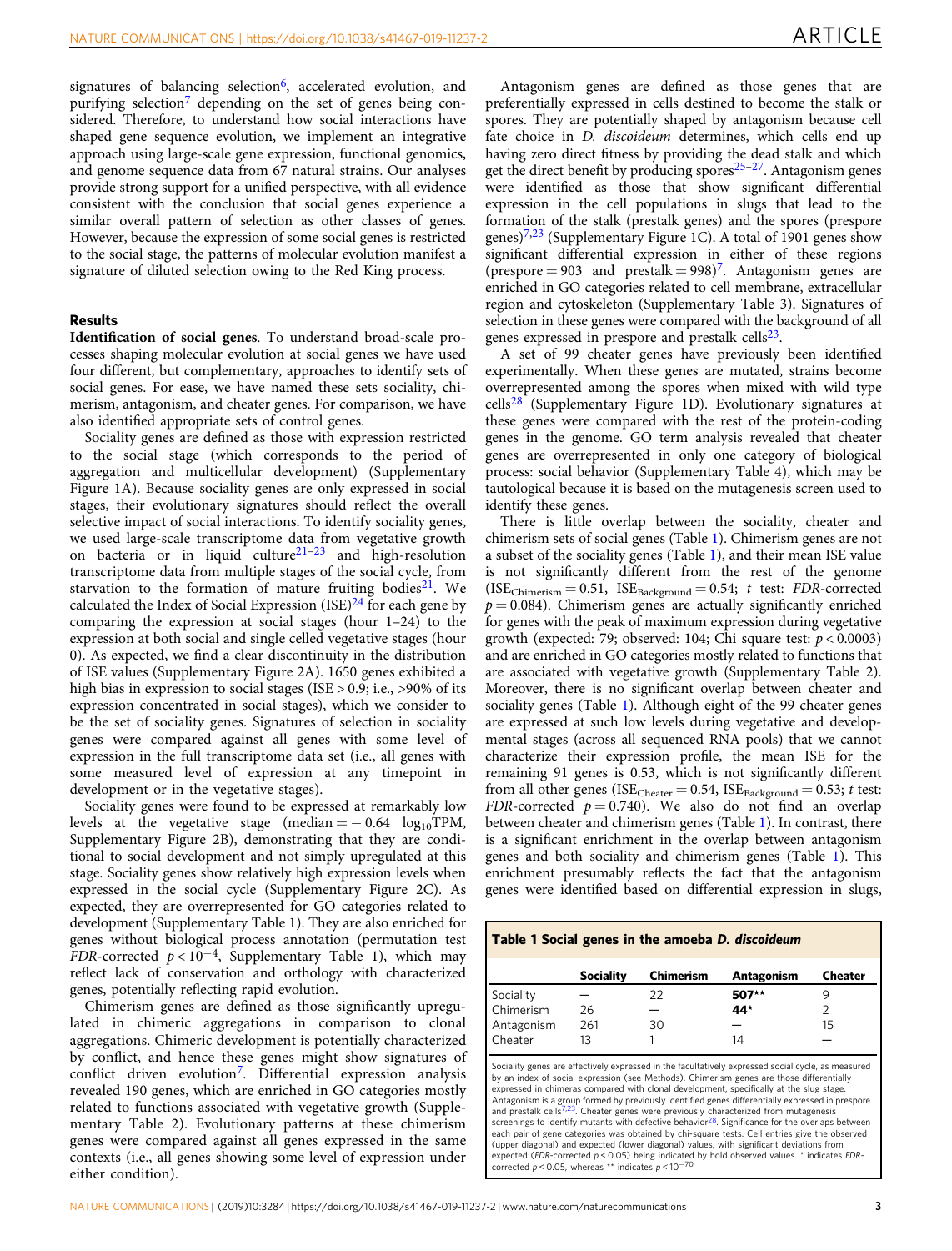signatures of balancing selection[6], accelerated evolution, and purifying selection[7] depending on the set of genes being considered. Therefore, to understand how social interactions have shaped gene sequence evolution, we implement an integrative approach using large-scale gene expression, functional genomics, and genome sequence data from 67 natural strains. Our analyses provide strong support for a unified perspective, with all evidence consistent with the conclusion that social genes experience a similar overall pattern of selection as other classes of genes. However, because the expression of some social genes is restricted to the social stage, the patterns of molecular evolution manifest a signature of diluted selection owing to the Red King process.

## Results

**Identification of social genes**. To understand broad-scale processes shaping molecular evolution at social genes we have used four different, but complementary, approaches to identify sets of social genes. For ease, we have named these sets sociality, chimerism, antagonism, and cheater genes. For comparison, we have also identified appropriate sets of control genes.

Sociality genes are defined as those with expression restricted to the social stage (which corresponds to the period of aggregation and multicellular development) (Supplementary Figure 1A). Because sociality genes are only expressed in social stages, their evolutionary signatures should reflect the overall selective impact of social interactions. To identify sociality genes, we used large-scale transcriptome data from vegetative growth on bacteria or in liquid culture[21–23] and high-resolution transcriptome data from multiple stages of the social cycle, from starvation to the formation of mature fruiting bodies[21]. We calculated the Index of Social Expression (ISE)[24] for each gene by comparing the expression at social stages (hour 1–24) to the expression at both social and single celled vegetative stages (hour 0). As expected, we find a clear discontinuity in the distribution of ISE values (Supplementary Figure 2A). 1650 genes exhibited a high bias in expression to social stages (ISE > 0.9; i.e., >90% of its expression concentrated in social stages), which we consider to be the set of sociality genes. Signatures of selection in sociality genes were compared against all genes with some level of expression in the full transcriptome data set (i.e., all genes with some measured level of expression at any timepoint in development or in the vegetative stages).

Sociality genes were found to be expressed at remarkably low levels at the vegetative stage (median = − 0.64 $\log_{10}$TPM, Supplementary Figure 2B), demonstrating that they are conditional to social development and not simply upregulated at this stage. Sociality genes show relatively high expression levels when expressed in the social cycle (Supplementary Figure 2C). As expected, they are overrepresented for GO categories related to development (Supplementary Table 1). They are also enriched for genes without biological process annotation (permutation test *FDR*-corrected $p < 10^{-4}$, Supplementary Table 1), which may reflect lack of conservation and orthology with characterized genes, potentially reflecting rapid evolution.

Chimerism genes are defined as those significantly upregulated in chimeric aggregations in comparison to clonal aggregations. Chimeric development is potentially characterized by conflict, and hence these genes might show signatures of conflict driven evolution[7]. Differential expression analysis revealed 190 genes, which are enriched in GO categories mostly related to functions associated with vegetative growth (Supplementary Table 2). Evolutionary patterns at these chimerism genes were compared against all genes expressed in the same contexts (i.e., all genes showing some level of expression under either condition).

Antagonism genes are defined as those genes that are preferentially expressed in cells destined to become the stalk or spores. They are potentially shaped by antagonism because cell fate choice in *D. discoideum* determines, which cells end up having zero direct fitness by providing the dead stalk and which get the direct benefit by producing spores[25–27]. Antagonism genes were identified as those that show significant differential expression in the cell populations in slugs that lead to the formation of the stalk (prestalk genes) and the spores (prespore genes)[7,23] (Supplementary Figure 1C). A total of 1901 genes show significant differential expression in either of these regions (prespore = 903 and prestalk = 998)[7]. Antagonism genes are enriched in GO categories related to cell membrane, extracellular region and cytoskeleton (Supplementary Table 3). Signatures of selection in these genes were compared with the background of all genes expressed in prespore and prestalk cells[23].

A set of 99 cheater genes have previously been identified experimentally. When these genes are mutated, strains become overrepresented among the spores when mixed with wild type cells[28] (Supplementary Figure 1D). Evolutionary signatures at these genes were compared with the rest of the protein-coding genes in the genome. GO term analysis revealed that cheater genes are overrepresented in only one category of biological process: social behavior (Supplementary Table 4), which may be tautological because it is based on the mutagenesis screen used to identify these genes.

There is little overlap between the sociality, cheater and chimerism sets of social genes (Table 1). Chimerism genes are not a subset of the sociality genes (Table 1), and their mean ISE value is not significantly different from the rest of the genome ($ISE_{Chimerism} = 0.51$, $ISE_{Background} = 0.54$; *t* test: *FDR*-corrected $p = 0.084$). Chimerism genes are actually significantly enriched for genes with the peak of maximum expression during vegetative growth (expected: 79; observed: 104; Chi square test: $p < 0.0003$) and are enriched in GO categories mostly related to functions that are associated with vegetative growth (Supplementary Table 2). Moreover, there is no significant overlap between cheater and sociality genes (Table 1). Although eight of the 99 cheater genes are expressed at such low levels during vegetative and developmental stages (across all sequenced RNA pools) that we cannot characterize their expression profile, the mean ISE for the remaining 91 genes is 0.53, which is not significantly different from all other genes ($ISE_{Cheater} = 0.54$, $ISE_{Background} = 0.53$; *t* test: *FDR*-corrected $p = 0.740$). We also do not find an overlap between cheater and chimerism genes (Table 1). In contrast, there is a significant enrichment in the overlap between antagonism genes and both sociality and chimerism genes (Table 1). This enrichment presumably reflects the fact that the antagonism genes were identified based on differential expression in slugs,

**Table 1 Social genes in the amoeba *D. discoideum***

| | Sociality | Chimerism | Antagonism | Cheater |
|---|---|---|---|---|
| Sociality | — | 22 | **507**** | 9 |
| Chimerism | 26 | — | **44*** | 2 |
| Antagonism | 261 | 30 | — | 15 |
| Cheater | 13 | 1 | 14 | — |

Sociality genes are effectively expressed in the facultatively expressed social cycle, as measured by an index of social expression (see Methods). Chimerism genes are those differentially expressed in chimeras compared with clonal development, specifically at the slug stage. Antagonism is a group formed by previously identified genes differentially expressed in prespore and prestalk cells[7,23]. Cheater genes were previously characterized from mutagenesis screenings to identify mutants with defective behavior[28]. Significance for the overlaps between each pair of gene categories was obtained by chi-square tests. Cell entries give the observed (upper diagonal) and expected (lower diagonal) values, with significant deviations from expected (*FDR*-corrected $p < 0.05$) being indicated by bold observed values. * indicates *FDR*-corrected $p < 0.05$, whereas ** indicates $p < 10^{-70}$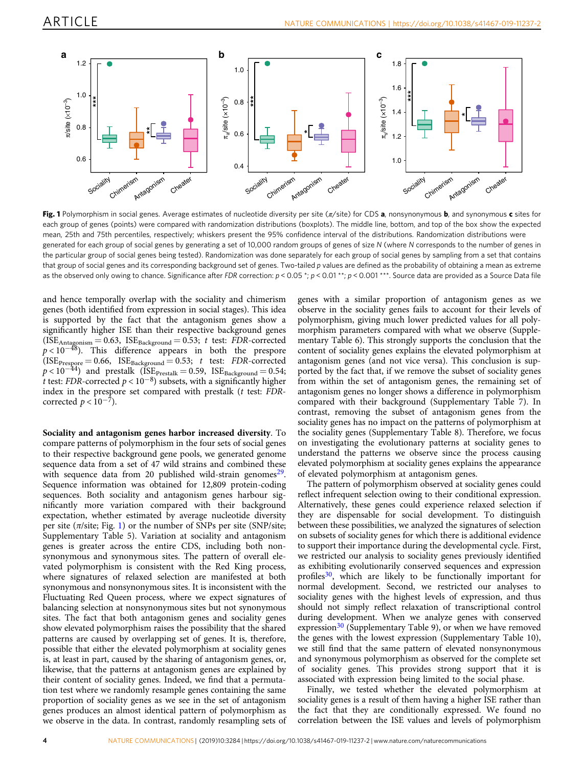**Fig. 1** Polymorphism in social genes. Average estimates of nucleotide diversity per site (π/site) for CDS **a**, nonsynonymous **b**, and synonymous **c** sites for each group of genes (points) were compared with randomization distributions (boxplots). The middle line, bottom, and top of the box show the expected mean, 25th and 75th percentiles, respectively; whiskers present the 95% confidence interval of the distributions. Randomization distributions were generated for each group of social genes by generating a set of 10,000 random groups of genes of size *N* (where *N* corresponds to the number of genes in the particular group of social genes being tested). Randomization was done separately for each group of social genes by sampling from a set that contains that group of social genes and its corresponding background set of genes. Two-tailed *p* values are defined as the probability of obtaining a mean as extreme as the observed only owing to chance. Significance after *FDR* correction: $p < 0.05$ *; $p < 0.01$ **; $p < 0.001$ ***. Source data are provided as a Source Data file

and hence temporally overlap with the sociality and chimerism genes (both identified from expression in social stages). This idea is supported by the fact that the antagonism genes show a significantly higher ISE than their respective background genes ($ISE_{Antagonism} = 0.63$, $ISE_{Background} = 0.53$; *t* test: *FDR*-corrected $p < 10^{-48}$). This difference appears in both the prespore ($ISE_{Prespore} = 0.66$, $ISE_{Background} = 0.53$; *t* test: *FDR*-corrected $p < 10^{-44}$) and prestalk ($ISE_{Prestalk} = 0.59$, $ISE_{Background} = 0.54$; *t* test: *FDR*-corrected $p < 10^{-8}$) subsets, with a significantly higher index in the prespore set compared with prestalk (*t* test: *FDR*-corrected $p < 10^{-7}$).

**Sociality and antagonism genes harbor increased diversity**. To compare patterns of polymorphism in the four sets of social genes to their respective background gene pools, we generated genome sequence data from a set of 47 wild strains and combined these with sequence data from 20 published wild-strain genomes[29]. Sequence information was obtained for 12,809 protein-coding sequences. Both sociality and antagonism genes harbour significantly more variation compared with their background expectation, whether estimated by average nucleotide diversity per site (π/site; Fig. 1) or the number of SNPs per site (SNP/site; Supplementary Table 5). Variation at sociality and antagonism genes is greater across the entire CDS, including both nonsynonymous and synonymous sites. The pattern of overall elevated polymorphism is consistent with the Red King process, where signatures of relaxed selection are manifested at both synonymous and nonsynonymous sites. It is inconsistent with the Fluctuating Red Queen process, where we expect signatures of balancing selection at nonsynonymous sites but not synonymous sites. The fact that both antagonism genes and sociality genes show elevated polymorphism raises the possibility that the shared patterns are caused by overlapping set of genes. It is, therefore, possible that either the elevated polymorphism at sociality genes is, at least in part, caused by the sharing of antagonism genes, or, likewise, that the patterns at antagonism genes are explained by their content of sociality genes. Indeed, we find that a permutation test where we randomly resample genes containing the same proportion of sociality genes as we see in the set of antagonism genes produces an almost identical pattern of polymorphism as we observe in the data. In contrast, randomly resampling sets of genes with a similar proportion of antagonism genes as we observe in the sociality genes fails to account for their levels of polymorphism, giving much lower predicted values for all polymorphism parameters compared with what we observe (Supplementary Table 6). This strongly supports the conclusion that the content of sociality genes explains the elevated polymorphism at antagonism genes (and not vice versa). This conclusion is supported by the fact that, if we remove the subset of sociality genes from within the set of antagonism genes, the remaining set of antagonism genes no longer shows a difference in polymorphism compared with their background (Supplementary Table 7). In contrast, removing the subset of antagonism genes from the sociality genes has no impact on the patterns of polymorphism at the sociality genes (Supplementary Table 8). Therefore, we focus on investigating the evolutionary patterns at sociality genes to understand the patterns we observe since the process causing elevated polymorphism at sociality genes explains the appearance of elevated polymorphism at antagonism genes.

The pattern of polymorphism observed at sociality genes could reflect infrequent selection owing to their conditional expression. Alternatively, these genes could experience relaxed selection if they are dispensable for social development. To distinguish between these possibilities, we analyzed the signatures of selection on subsets of sociality genes for which there is additional evidence to support their importance during the developmental cycle. First, we restricted our analysis to sociality genes previously identified as exhibiting evolutionarily conserved sequences and expression profiles[30], which are likely to be functionally important for normal development. Second, we restricted our analyses to sociality genes with the highest levels of expression, and thus should not simply reflect relaxation of transcriptional control during development. When we analyze genes with conserved expression[30] (Supplementary Table 9), or when we have removed the genes with the lowest expression (Supplementary Table 10), we still find that the same pattern of elevated nonsynonymous and synonymous polymorphism as observed for the complete set of sociality genes. This provides strong support that it is associated with expression being limited to the social phase.

Finally, we tested whether the elevated polymorphism at sociality genes is a result of them having a higher ISE rather than the fact that they are conditionally expressed. We found no correlation between the ISE values and levels of polymorphism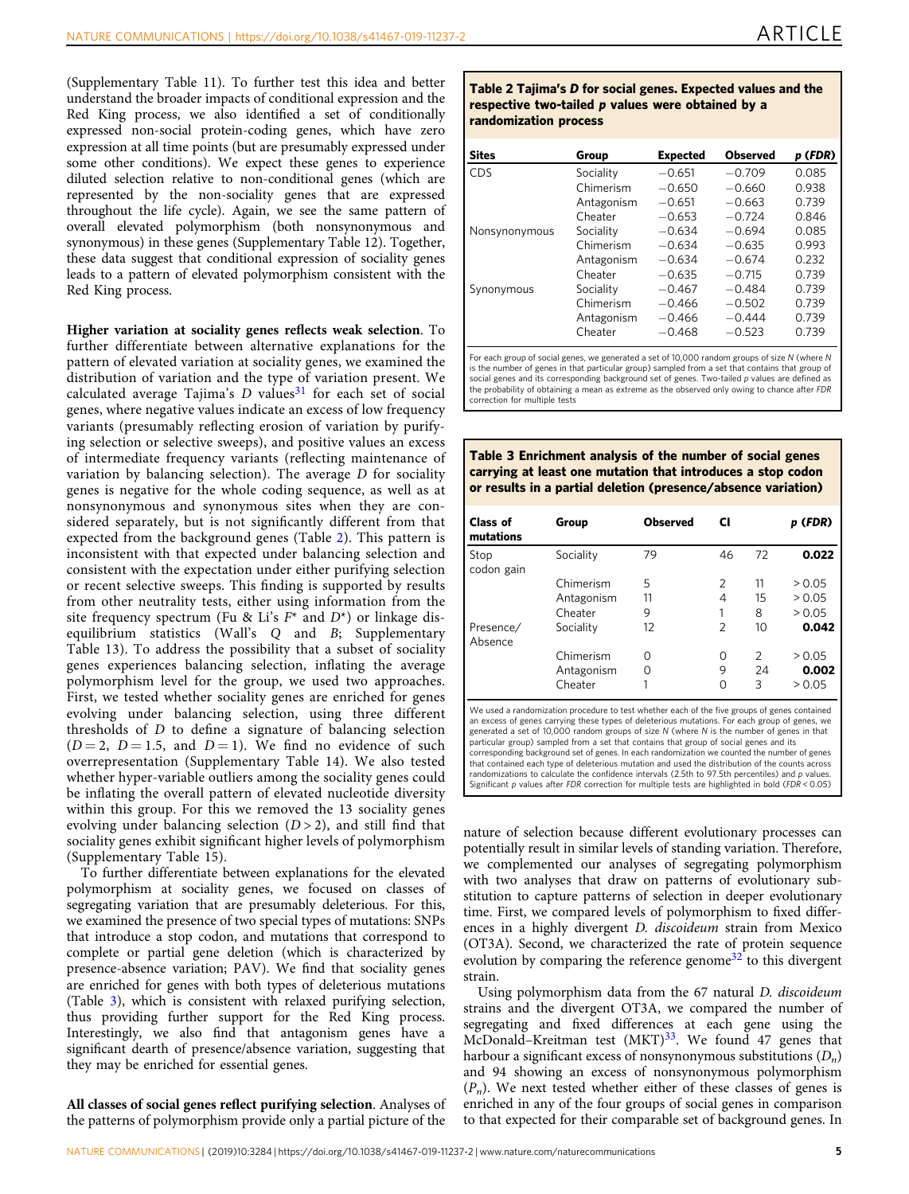(Supplementary Table 11). To further test this idea and better understand the broader impacts of conditional expression and the Red King process, we also identified a set of conditionally expressed non-social protein-coding genes, which have zero expression at all time points (but are presumably expressed under some other conditions). We expect these genes to experience diluted selection relative to non-conditional genes (which are represented by the non-sociality genes that are expressed throughout the life cycle). Again, we see the same pattern of overall elevated polymorphism (both nonsynonymous and synonymous) in these genes (Supplementary Table 12). Together, these data suggest that conditional expression of sociality genes leads to a pattern of elevated polymorphism consistent with the Red King process.

**Higher variation at sociality genes reflects weak selection**. To further differentiate between alternative explanations for the pattern of elevated variation at sociality genes, we examined the distribution of variation and the type of variation present. We calculated average Tajima's *D* values[31] for each set of social genes, where negative values indicate an excess of low frequency variants (presumably reflecting erosion of variation by purifying selection or selective sweeps), and positive values an excess of intermediate frequency variants (reflecting maintenance of variation by balancing selection). The average *D* for sociality genes is negative for the whole coding sequence, as well as at nonsynonymous and synonymous sites when they are considered separately, but is not significantly different from that expected from the background genes (Table 2). This pattern is inconsistent with that expected under balancing selection and consistent with the expectation under either purifying selection or recent selective sweeps. This finding is supported by results from other neutrality tests, either using information from the site frequency spectrum (Fu & Li's $F^*$ and $D^*$) or linkage disequilibrium statistics (Wall's *Q* and *B*; Supplementary Table 13). To address the possibility that a subset of sociality genes experiences balancing selection, inflating the average polymorphism level for the group, we used two approaches. First, we tested whether sociality genes are enriched for genes evolving under balancing selection, using three different thresholds of *D* to define a signature of balancing selection ($D = 2$, $D = 1.5$, and $D = 1$). We find no evidence of such overrepresentation (Supplementary Table 14). We also tested whether hyper-variable outliers among the sociality genes could be inflating the overall pattern of elevated nucleotide diversity within this group. For this we removed the 13 sociality genes evolving under balancing selection ($D > 2$), and still find that sociality genes exhibit significant higher levels of polymorphism (Supplementary Table 15).

To further differentiate between explanations for the elevated polymorphism at sociality genes, we focused on classes of segregating variation that are presumably deleterious. For this, we examined the presence of two special types of mutations: SNPs that introduce a stop codon, and mutations that correspond to complete or partial gene deletion (which is characterized by presence-absence variation; PAV). We find that sociality genes are enriched for genes with both types of deleterious mutations (Table 3), which is consistent with relaxed purifying selection, thus providing further support for the Red King process. Interestingly, we also find that antagonism genes have a significant dearth of presence/absence variation, suggesting that they may be enriched for essential genes.

**All classes of social genes reflect purifying selection**. Analyses of the patterns of polymorphism provide only a partial picture of the nature of selection because different evolutionary processes can potentially result in similar levels of standing variation. Therefore, we complemented our analyses of segregating polymorphism with two analyses that draw on patterns of evolutionary substitution to capture patterns of selection in deeper evolutionary time. First, we compared levels of polymorphism to fixed differences in a highly divergent *D. discoideum* strain from Mexico (OT3A). Second, we characterized the rate of protein sequence evolution by comparing the reference genome[32] to this divergent strain.

Using polymorphism data from the 67 natural *D. discoideum* strains and the divergent OT3A, we compared the number of segregating and fixed differences at each gene using the McDonald–Kreitman test (MKT)[33]. We found 47 genes that harbour a significant excess of nonsynonymous substitutions ($D_n$) and 94 showing an excess of nonsynonymous polymorphism ($P_n$). We next tested whether either of these classes of genes is enriched in any of the four groups of social genes in comparison to that expected for their comparable set of background genes. In

**Table 2 Tajima's *D* for social genes. Expected values and the respective two-tailed *p* values were obtained by a randomization process**

| Sites | Group | Expected | Observed | *p* (*FDR*) |
|---|---|---|---|---|
| CDS | Sociality | −0.651 | −0.709 | 0.085 |
| | Chimerism | −0.650 | −0.660 | 0.938 |
| | Antagonism | −0.651 | −0.663 | 0.739 |
| | Cheater | −0.653 | −0.724 | 0.846 |
| Nonsynonymous | Sociality | −0.634 | −0.694 | 0.085 |
| | Chimerism | −0.634 | −0.635 | 0.993 |
| | Antagonism | −0.634 | −0.674 | 0.232 |
| | Cheater | −0.635 | −0.715 | 0.739 |
| Synonymous | Sociality | −0.467 | −0.484 | 0.739 |
| | Chimerism | −0.466 | −0.502 | 0.739 |
| | Antagonism | −0.466 | −0.444 | 0.739 |
| | Cheater | −0.468 | −0.523 | 0.739 |

For each group of social genes, we generated a set of 10,000 random groups of size *N* (where *N* is the number of genes in that particular group) sampled from a set that contains that group of social genes and its corresponding background set of genes. Two-tailed *p* values are defined as the probability of obtaining a mean as extreme as the observed only owing to chance after *FDR* correction for multiple tests

**Table 3 Enrichment analysis of the number of social genes carrying at least one mutation that introduces a stop codon or results in a partial deletion (presence/absence variation)**

| Class of mutations | Group | Observed | CI | | *p* (*FDR*) |
|---|---|---|---|---|---|
| Stop codon gain | Sociality | 79 | 46 | 72 | **0.022** |
| | Chimerism | 5 | 2 | 11 | > 0.05 |
| | Antagonism | 11 | 4 | 15 | > 0.05 |
| | Cheater | 9 | 1 | 8 | > 0.05 |
| Presence/ Absence | Sociality | 12 | 2 | 10 | **0.042** |
| | Chimerism | 0 | 0 | 2 | > 0.05 |
| | Antagonism | 0 | 9 | 24 | **0.002** |
| | Cheater | 1 | 0 | 3 | > 0.05 |

We used a randomization procedure to test whether each of the five groups of genes contained an excess of genes carrying these types of deleterious mutations. For each group of genes, we generated a set of 10,000 random groups of size *N* (where *N* is the number of genes in that particular group) sampled from a set that contains that group of social genes and its corresponding background set of genes. In each randomization we counted the number of genes that contained each type of deleterious mutation and used the distribution of the counts across randomizations to calculate the confidence intervals (2.5th to 97.5th percentiles) and *p* values. Significant *p* values after *FDR* correction for multiple tests are highlighted in bold (*FDR* < 0.05)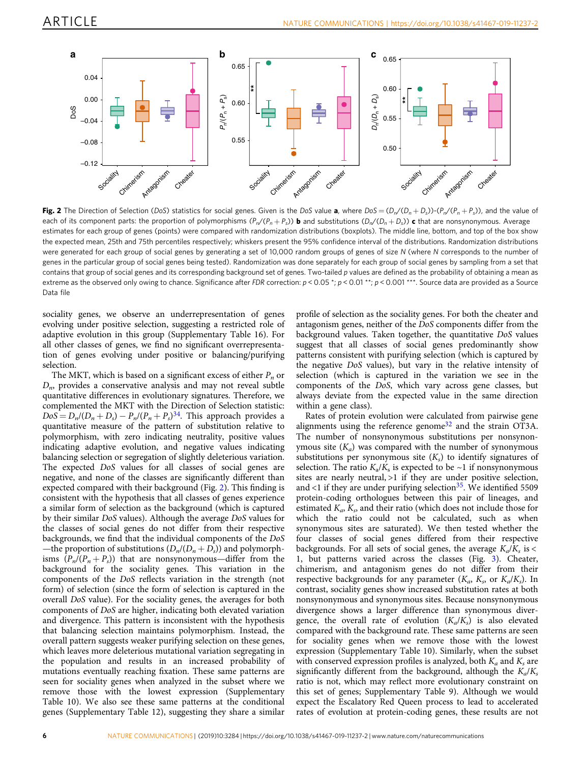a

DoS

0.04

0.00

−0.04

−0.08

−0.12

Sociality

Chimerism

Antagonism

Cheater

b

$P_n/(P_n + P_s)$

0.65

0.60

0.55

**

Sociality

Chimerism

Antagonism

Cheater

c

$D_n/(D_n + D_s)$

0.65

0.60

0.55

0.50

**

Sociality

Chimerism

Antagonism

Cheater

**Fig. 2** The Direction of Selection (*DoS*) statistics for social genes. Given is the *DoS* value **a**, where $DoS = (D_n/(D_n + D_s))\text{-}(P_n/(P_n + P_s))$, and the value of each of its component parts: the proportion of polymorphisms ($P_n/(P_n + P_s)$) **b** and substitutions ($D_n/(D_n + D_s)$) **c** that are nonsynonymous. Average estimates for each group of genes (points) were compared with randomization distributions (boxplots). The middle line, bottom, and top of the box show the expected mean, 25th and 75th percentiles respectively; whiskers present the 95% confidence interval of the distributions. Randomization distributions were generated for each group of social genes by generating a set of 10,000 random groups of genes of size N (where N corresponds to the number of genes in the particular group of social genes being tested). Randomization was done separately for each group of social genes by sampling from a set that contains that group of social genes and its corresponding background set of genes. Two-tailed *p* values are defined as the probability of obtaining a mean as extreme as the observed only owing to chance. Significance after *FDR* correction: $p < 0.05$ *; $p < 0.01$ **; $p < 0.001$ ***. Source data are provided as a Source Data file

sociality genes, we observe an underrepresentation of genes evolving under positive selection, suggesting a restricted role of adaptive evolution in this group (Supplementary Table 16). For all other classes of genes, we find no significant overrepresentation of genes evolving under positive or balancing/purifying selection.

The MKT, which is based on a significant excess of either $P_n$ or $D_n$, provides a conservative analysis and may not reveal subtle quantitative differences in evolutionary signatures. Therefore, we complemented the MKT with the Direction of Selection statistic: $DoS = D_n/(D_n + D_s) - P_n/(P_n + P_s)$[34]. This approach provides a quantitative measure of the pattern of substitution relative to polymorphism, with zero indicating neutrality, positive values indicating adaptive evolution, and negative values indicating balancing selection or segregation of slightly deleterious variation. The expected *DoS* values for all classes of social genes are negative, and none of the classes are significantly different than expected compared with their background (Fig. 2). This finding is consistent with the hypothesis that all classes of genes experience a similar form of selection as the background (which is captured by their similar *DoS* values). Although the average *DoS* values for the classes of social genes do not differ from their respective backgrounds, we find that the individual components of the *DoS* —the proportion of substitutions ($D_n/(D_n + D_s)$) and polymorphisms ($P_n/(P_n + P_s)$) that are nonsynonymous—differ from the background for the sociality genes. This variation in the components of the *DoS* reflects variation in the strength (not form) of selection (since the form of selection is captured in the overall *DoS* value). For the sociality genes, the averages for both components of *DoS* are higher, indicating both elevated variation and divergence. This pattern is inconsistent with the hypothesis that balancing selection maintains polymorphism. Instead, the overall pattern suggests weaker purifying selection on these genes, which leaves more deleterious mutational variation segregating in the population and results in an increased probability of mutations eventually reaching fixation. These same patterns are seen for sociality genes when analyzed in the subset where we remove those with the lowest expression (Supplementary Table 10). We also see these same patterns at the conditional genes (Supplementary Table 12), suggesting they share a similar profile of selection as the sociality genes. For both the cheater and antagonism genes, neither of the *DoS* components differ from the background values. Taken together, the quantitative *DoS* values suggest that all classes of social genes predominantly show patterns consistent with purifying selection (which is captured by the negative *DoS* values), but vary in the relative intensity of selection (which is captured in the variation we see in the components of the *DoS*, which vary across gene classes, but always deviate from the expected value in the same direction within a gene class).

Rates of protein evolution were calculated from pairwise gene alignments using the reference genome[32] and the strain OT3A. The number of nonsynonymous substitutions per nonsynonymous site ($K_a$) was compared with the number of synonymous substitutions per synonymous site ($K_s$) to identify signatures of selection. The ratio $K_a/K_s$ is expected to be ~1 if nonsynonymous sites are nearly neutral, >1 if they are under positive selection, and <1 if they are under purifying selection[35]. We identified 5509 protein-coding orthologues between this pair of lineages, and estimated $K_a$, $K_s$, and their ratio (which does not include those for which the ratio could not be calculated, such as when synonymous sites are saturated). We then tested whether the four classes of social genes differed from their respective backgrounds. For all sets of social genes, the average $K_a/K_s$ is < 1, but patterns varied across the classes (Fig. 3). Cheater, chimerism, and antagonism genes do not differ from their respective backgrounds for any parameter ($K_a$, $K_s$, or $K_a/K_s$). In contrast, sociality genes show increased substitution rates at both nonsynonymous and synonymous sites. Because nonsynonymous divergence shows a larger difference than synonymous divergence, the overall rate of evolution ($K_a/K_s$) is also elevated compared with the background rate. These same patterns are seen for sociality genes when we remove those with the lowest expression (Supplementary Table 10). Similarly, when the subset with conserved expression profiles is analyzed, both $K_a$ and $K_s$ are significantly different from the background, although the $K_a/K_s$ ratio is not, which may reflect more evolutionary constraint on this set of genes; Supplementary Table 9). Although we would expect the Escalatory Red Queen process to lead to accelerated rates of evolution at protein-coding genes, these results are not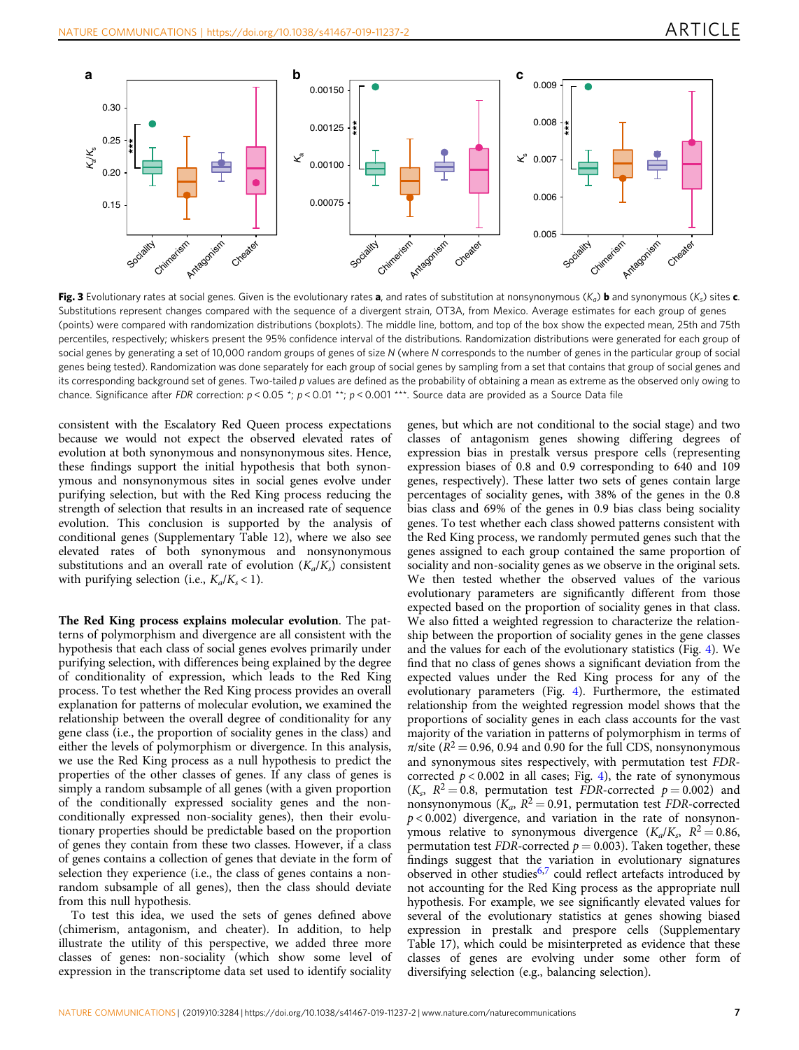a

0.30
0.25
0.20
0.15
$K_a/K_s$
***
Sociality
Chimerism
Antagonism
Cheater

b

0.00150
0.00125
0.00100
0.00075
$K_a$
***
Sociality
Chimerism
Antagonism
Cheater

c

0.009
0.008
0.007
0.006
0.005
$K_s$
***
Sociality
Chimerism
Antagonism
Cheater

**Fig. 3** Evolutionary rates at social genes. Given is the evolutionary rates **a**, and rates of substitution at nonsynonymous ($K_a$) **b** and synonymous ($K_s$) sites **c**. Substitutions represent changes compared with the sequence of a divergent strain, OT3A, from Mexico. Average estimates for each group of genes (points) were compared with randomization distributions (boxplots). The middle line, bottom, and top of the box show the expected mean, 25th and 75th percentiles, respectively; whiskers present the 95% confidence interval of the distributions. Randomization distributions were generated for each group of social genes by generating a set of 10,000 random groups of genes of size N (where N corresponds to the number of genes in the particular group of social genes being tested). Randomization was done separately for each group of social genes by sampling from a set that contains that group of social genes and its corresponding background set of genes. Two-tailed p values are defined as the probability of obtaining a mean as extreme as the observed only owing to chance. Significance after FDR correction: $p < 0.05$ *; $p < 0.01$ **; $p < 0.001$ ***. Source data are provided as a Source Data file

consistent with the Escalatory Red Queen process expectations because we would not expect the observed elevated rates of evolution at both synonymous and nonsynonymous sites. Hence, these findings support the initial hypothesis that both synonymous and nonsynonymous sites in social genes evolve under purifying selection, but with the Red King process reducing the strength of selection that results in an increased rate of sequence evolution. This conclusion is supported by the analysis of conditional genes (Supplementary Table 12), where we also see elevated rates of both synonymous and nonsynonymous substitutions and an overall rate of evolution ($K_a/K_s$) consistent with purifying selection (i.e., $K_a/K_s < 1$).

**The Red King process explains molecular evolution**. The patterns of polymorphism and divergence are all consistent with the hypothesis that each class of social genes evolves primarily under purifying selection, with differences being explained by the degree of conditionality of expression, which leads to the Red King process. To test whether the Red King process provides an overall explanation for patterns of molecular evolution, we examined the relationship between the overall degree of conditionality for any gene class (i.e., the proportion of sociality genes in the class) and either the levels of polymorphism or divergence. In this analysis, we use the Red King process as a null hypothesis to predict the properties of the other classes of genes. If any class of genes is simply a random subsample of all genes (with a given proportion of the conditionally expressed sociality genes and the non-conditionally expressed non-sociality genes), then their evolutionary properties should be predictable based on the proportion of genes they contain from these two classes. However, if a class of genes contains a collection of genes that deviate in the form of selection they experience (i.e., the class of genes contains a non-random subsample of all genes), then the class should deviate from this null hypothesis.

To test this idea, we used the sets of genes defined above (chimerism, antagonism, and cheater). In addition, to help illustrate the utility of this perspective, we added three more classes of genes: non-sociality (which show some level of expression in the transcriptome data set used to identify sociality genes, but which are not conditional to the social stage) and two classes of antagonism genes showing differing degrees of expression bias in prestalk versus prespore cells (representing expression biases of 0.8 and 0.9 corresponding to 640 and 109 genes, respectively). These latter two sets of genes contain large percentages of sociality genes, with 38% of the genes in the 0.8 bias class and 69% of the genes in 0.9 bias class being sociality genes. To test whether each class showed patterns consistent with the Red King process, we randomly permuted genes such that the genes assigned to each group contained the same proportion of sociality and non-sociality genes as we observe in the original sets. We then tested whether the observed values of the various evolutionary parameters are significantly different from those expected based on the proportion of sociality genes in that class. We also fitted a weighted regression to characterize the relationship between the proportion of sociality genes in the gene classes and the values for each of the evolutionary statistics (Fig. 4). We find that no class of genes shows a significant deviation from the expected values under the Red King process for any of the evolutionary parameters (Fig. 4). Furthermore, the estimated relationship from the weighted regression model shows that the proportions of sociality genes in each class accounts for the vast majority of the variation in patterns of polymorphism in terms of $\pi$/site ($R^2 = 0.96$, 0.94 and 0.90 for the full CDS, nonsynonymous and synonymous sites respectively, with permutation test FDR-corrected $p < 0.002$ in all cases; Fig. 4), the rate of synonymous ($K_s$, $R^2 = 0.8$, permutation test FDR-corrected $p = 0.002$) and nonsynonymous ($K_a$, $R^2 = 0.91$, permutation test FDR-corrected $p < 0.002$) divergence, and variation in the rate of nonsynonymous relative to synonymous divergence ($K_a/K_s$, $R^2 = 0.86$, permutation test FDR-corrected $p = 0.003$). Taken together, these findings suggest that the variation in evolutionary signatures observed in other studies[6,7] could reflect artefacts introduced by not accounting for the Red King process as the appropriate null hypothesis. For example, we see significantly elevated values for several of the evolutionary statistics at genes showing biased expression in prestalk and prespore cells (Supplementary Table 17), which could be misinterpreted as evidence that these classes of genes are evolving under some other form of diversifying selection (e.g., balancing selection).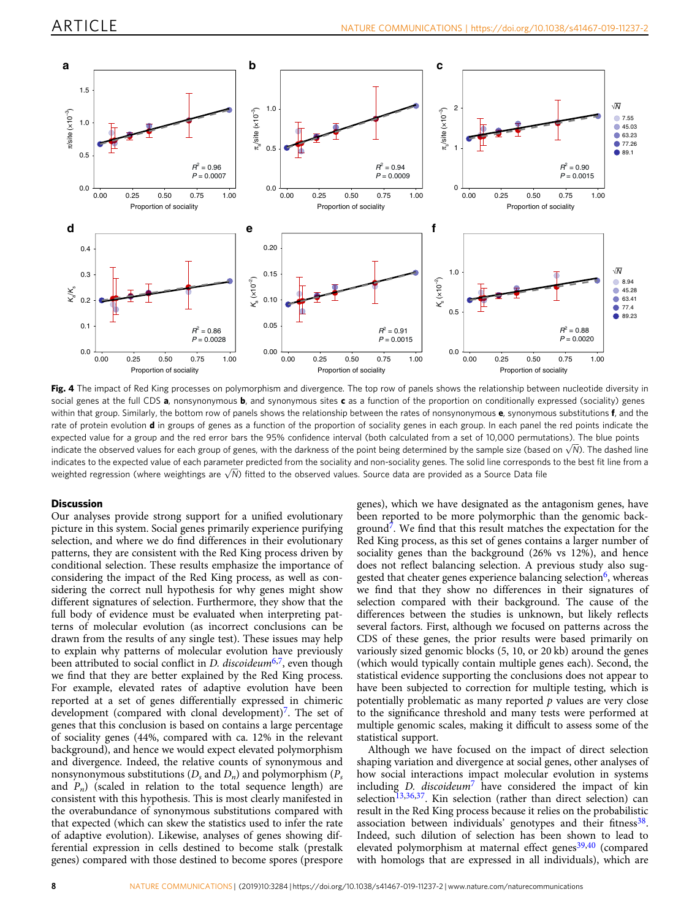**Fig. 4** The impact of Red King processes on polymorphism and divergence. The top row of panels shows the relationship between nucleotide diversity in social genes at the full CDS **a**, nonsynonymous **b**, and synonymous sites **c** as a function of the proportion on conditionally expressed (sociality) genes within that group. Similarly, the bottom row of panels shows the relationship between the rates of nonsynonymous **e**, synonymous substitutions **f**, and the rate of protein evolution **d** in groups of genes as a function of the proportion of sociality genes in each group. In each panel the red points indicate the expected value for a group and the red error bars the 95% confidence interval (both calculated from a set of 10,000 permutations). The blue points indicate the observed values for each group of genes, with the darkness of the point being determined by the sample size (based on $\sqrt{N}$). The dashed line indicates to the expected value of each parameter predicted from the sociality and non-sociality genes. The solid line corresponds to the best fit line from a weighted regression (where weightings are $\sqrt{N}$) fitted to the observed values. Source data are provided as a Source Data file

## Discussion

Our analyses provide strong support for a unified evolutionary picture in this system. Social genes primarily experience purifying selection, and where we do find differences in their evolutionary patterns, they are consistent with the Red King process driven by conditional selection. These results emphasize the importance of considering the impact of the Red King process, as well as considering the correct null hypothesis for why genes might show different signatures of selection. Furthermore, they show that the full body of evidence must be evaluated when interpreting patterns of molecular evolution (as incorrect conclusions can be drawn from the results of any single test). These issues may help to explain why patterns of molecular evolution have previously been attributed to social conflict in *D. discoideum*[6,7], even though we find that they are better explained by the Red King process. For example, elevated rates of adaptive evolution have been reported at a set of genes differentially expressed in chimeric development (compared with clonal development)[7]. The set of genes that this conclusion is based on contains a large percentage of sociality genes (44%, compared with ca. 12% in the relevant background), and hence we would expect elevated polymorphism and divergence. Indeed, the relative counts of synonymous and nonsynonymous substitutions ($D_s$ and $D_n$) and polymorphism ($P_s$ and $P_n$) (scaled in relation to the total sequence length) are consistent with this hypothesis. This is most clearly manifested in the overabundance of synonymous substitutions compared with that expected (which can skew the statistics used to infer the rate of adaptive evolution). Likewise, analyses of genes showing differential expression in cells destined to become stalk (prestalk genes) compared with those destined to become spores (prespore genes), which we have designated as the antagonism genes, have been reported to be more polymorphic than the genomic background[7]. We find that this result matches the expectation for the Red King process, as this set of genes contains a larger number of sociality genes than the background (26% vs 12%), and hence does not reflect balancing selection. A previous study also suggested that cheater genes experience balancing selection[6], whereas we find that they show no differences in their signatures of selection compared with their background. The cause of the differences between the studies is unknown, but likely reflects several factors. First, although we focused on patterns across the CDS of these genes, the prior results were based primarily on variously sized genomic blocks (5, 10, or 20 kb) around the genes (which would typically contain multiple genes each). Second, the statistical evidence supporting the conclusions does not appear to have been subjected to correction for multiple testing, which is potentially problematic as many reported *p* values are very close to the significance threshold and many tests were performed at multiple genomic scales, making it difficult to assess some of the statistical support.

Although we have focused on the impact of direct selection shaping variation and divergence at social genes, other analyses of how social interactions impact molecular evolution in systems including *D. discoideum*[7] have considered the impact of kin selection[13,36,37]. Kin selection (rather than direct selection) can result in the Red King process because it relies on the probabilistic association between individuals' genotypes and their fitness[38]. Indeed, such dilution of selection has been shown to lead to elevated polymorphism at maternal effect genes[39,40] (compared with homologs that are expressed in all individuals), which are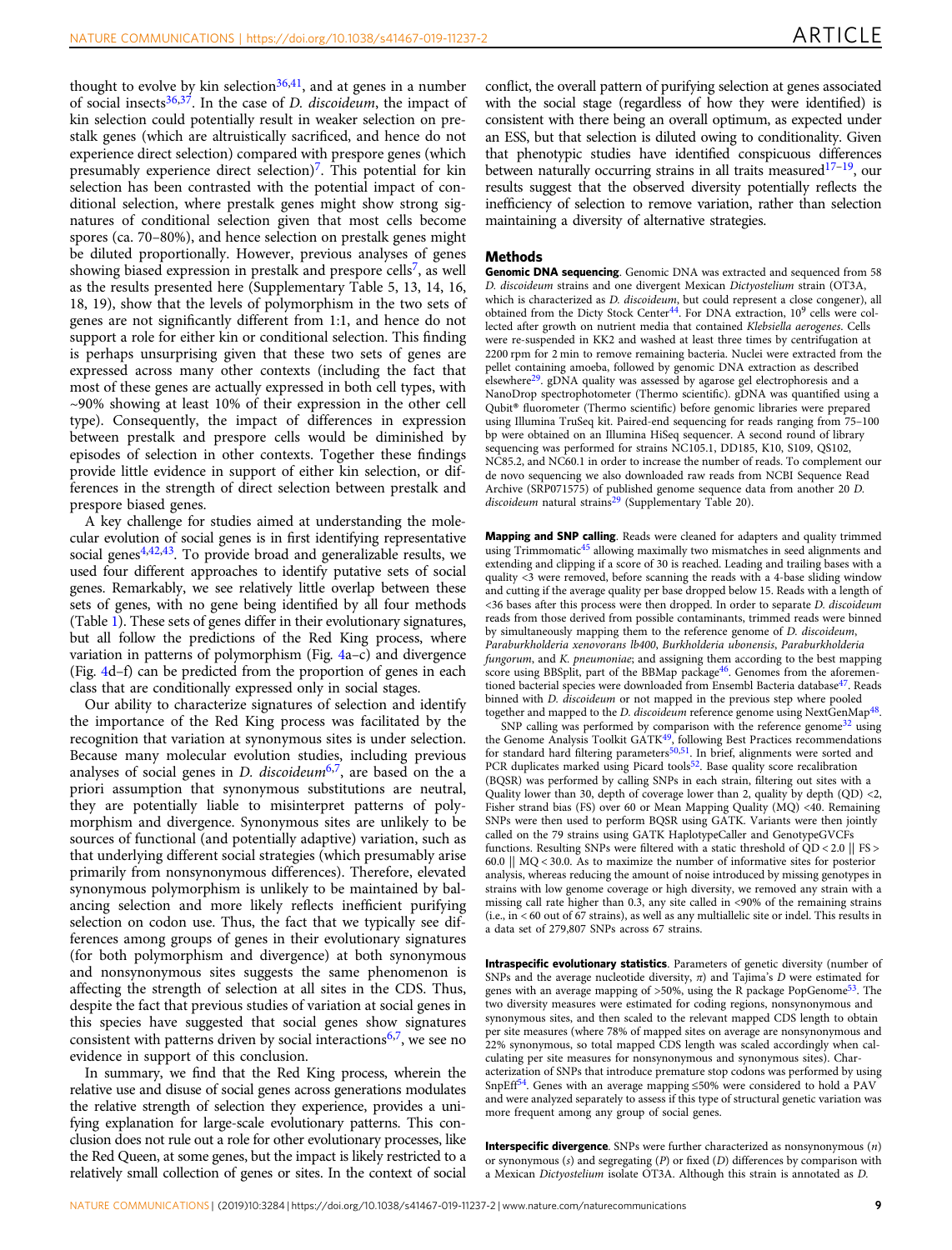thought to evolve by kin selection[36,41], and at genes in a number of social insects[36,37]. In the case of *D. discoideum*, the impact of kin selection could potentially result in weaker selection on prestalk genes (which are altruistically sacrificed, and hence do not experience direct selection) compared with prespore genes (which presumably experience direct selection)[7]. This potential for kin selection has been contrasted with the potential impact of conditional selection, where prestalk genes might show strong signatures of conditional selection given that most cells become spores (ca. 70–80%), and hence selection on prestalk genes might be diluted proportionally. However, previous analyses of genes showing biased expression in prestalk and prespore cells[7], as well as the results presented here (Supplementary Table 5, 13, 14, 16, 18, 19), show that the levels of polymorphism in the two sets of genes are not significantly different from 1:1, and hence do not support a role for either kin or conditional selection. This finding is perhaps unsurprising given that these two sets of genes are expressed across many other contexts (including the fact that most of these genes are actually expressed in both cell types, with ~90% showing at least 10% of their expression in the other cell type). Consequently, the impact of differences in expression between prestalk and prespore cells would be diminished by episodes of selection in other contexts. Together these findings provide little evidence in support of either kin selection, or differences in the strength of direct selection between prestalk and prespore biased genes.

A key challenge for studies aimed at understanding the molecular evolution of social genes is in first identifying representative social genes[4,42,43]. To provide broad and generalizable results, we used four different approaches to identify putative sets of social genes. Remarkably, we see relatively little overlap between these sets of genes, with no gene being identified by all four methods (Table 1). These sets of genes differ in their evolutionary signatures, but all follow the predictions of the Red King process, where variation in patterns of polymorphism (Fig. 4a–c) and divergence (Fig. 4d–f) can be predicted from the proportion of genes in each class that are conditionally expressed only in social stages.

Our ability to characterize signatures of selection and identify the importance of the Red King process was facilitated by the recognition that variation at synonymous sites is under selection. Because many molecular evolution studies, including previous analyses of social genes in *D. discoideum*[6,7], are based on the a priori assumption that synonymous substitutions are neutral, they are potentially liable to misinterpret patterns of polymorphism and divergence. Synonymous sites are unlikely to be sources of functional (and potentially adaptive) variation, such as that underlying different social strategies (which presumably arise primarily from nonsynonymous differences). Therefore, elevated synonymous polymorphism is unlikely to be maintained by balancing selection and more likely reflects inefficient purifying selection on codon use. Thus, the fact that we typically see differences among groups of genes in their evolutionary signatures (for both polymorphism and divergence) at both synonymous and nonsynonymous sites suggests the same phenomenon is affecting the strength of selection at all sites in the CDS. Thus, despite the fact that previous studies of variation at social genes in this species have suggested that social genes show signatures consistent with patterns driven by social interactions[6,7], we see no evidence in support of this conclusion.

In summary, we find that the Red King process, wherein the relative use and disuse of social genes across generations modulates the relative strength of selection they experience, provides a unifying explanation for large-scale evolutionary patterns. This conclusion does not rule out a role for other evolutionary processes, like the Red Queen, at some genes, but the impact is likely restricted to a relatively small collection of genes or sites. In the context of social conflict, the overall pattern of purifying selection at genes associated with the social stage (regardless of how they were identified) is consistent with there being an overall optimum, as expected under an ESS, but that selection is diluted owing to conditionality. Given that phenotypic studies have identified conspicuous differences between naturally occurring strains in all traits measured[17–19], our results suggest that the observed diversity potentially reflects the inefficiency of selection to remove variation, rather than selection maintaining a diversity of alternative strategies.

## Methods

**Genomic DNA sequencing**. Genomic DNA was extracted and sequenced from 58 *D. discoideum* strains and one divergent Mexican *Dictyostelium* strain (OT3A, which is characterized as *D. discoideum*, but could represent a close congener), all obtained from the Dicty Stock Center[44]. For DNA extraction, $10^9$ cells were collected after growth on nutrient media that contained *Klebsiella aerogenes*. Cells were re-suspended in KK2 and washed at least three times by centrifugation at 2200 rpm for 2 min to remove remaining bacteria. Nuclei were extracted from the pellet containing amoeba, followed by genomic DNA extraction as described elsewhere[29]. gDNA quality was assessed by agarose gel electrophoresis and a NanoDrop spectrophotometer (Thermo scientific). gDNA was quantified using a Qubit® fluorometer (Thermo scientific) before genomic libraries were prepared using Illumina TruSeq kit. Paired-end sequencing for reads ranging from 75–100 bp were obtained on an Illumina HiSeq sequencer. A second round of library sequencing was performed for strains NC105.1, DD185, K10, S109, QS102, NC85.2, and NC60.1 in order to increase the number of reads. To complement our de novo sequencing we also downloaded raw reads from NCBI Sequence Read Archive (SRP071575) of published genome sequence data from another 20 *D. discoideum* natural strains[29] (Supplementary Table 20).

**Mapping and SNP calling**. Reads were cleaned for adapters and quality trimmed using Trimmomatic[45] allowing maximally two mismatches in seed alignments and extending and clipping if a score of 30 is reached. Leading and trailing bases with a quality <3 were removed, before scanning the reads with a 4-base sliding window and cutting if the average quality per base dropped below 15. Reads with a length of <36 bases after this process were then dropped. In order to separate *D. discoideum* reads from those derived from possible contaminants, trimmed reads were binned by simultaneously mapping them to the reference genome of *D. discoideum*, *Paraburkholderia xenovorans lb400*, *Burkholderia ubonensis*, *Paraburkholderia fungorum*, and *K. pneumoniae*; and assigning them according to the best mapping score using BBSplit, part of the BBMap package[46]. Genomes from the aforementioned bacterial species were downloaded from Ensembl Bacteria database[47]. Reads binned with *D. discoideum* or not mapped in the previous step where pooled together and mapped to the *D. discoideum* reference genome using NextGenMap[48].

SNP calling was performed by comparison with the reference genome[32] using the Genome Analysis Toolkit GATK[49], following Best Practices recommendations for standard hard filtering parameters[50,51]. In brief, alignments were sorted and PCR duplicates marked using Picard tools[52]. Base quality score recalibration (BQSR) was performed by calling SNPs in each strain, filtering out sites with a Quality lower than 30, depth of coverage lower than 2, quality by depth (QD) <2, Fisher strand bias (FS) over 60 or Mean Mapping Quality (MQ) <40. Remaining SNPs were then used to perform BQSR using GATK. Variants were then jointly called on the 79 strains using GATK HaplotypeCaller and GenotypeGVCFs functions. Resulting SNPs were filtered with a static threshold of QD < 2.0 || FS > 60.0 || MQ < 30.0. As to maximize the number of informative sites for posterior analysis, whereas reducing the amount of noise introduced by missing genotypes in strains with low genome coverage or high diversity, we removed any strain with a missing call rate higher than 0.3, any site called in <90% of the remaining strains (i.e., in < 60 out of 67 strains), as well as any multiallelic site or indel. This results in a data set of 279,807 SNPs across 67 strains.

**Intraspecific evolutionary statistics**. Parameters of genetic diversity (number of SNPs and the average nucleotide diversity, $\pi$) and Tajima's $D$ were estimated for genes with an average mapping of >50%, using the R package PopGenome[53]. The two diversity measures were estimated for coding regions, nonsynonymous and synonymous sites, and then scaled to the relevant mapped CDS length to obtain per site measures (where 78% of mapped sites on average are nonsynonymous and 22% synonymous, so total mapped CDS length was scaled accordingly when calculating per site measures for nonsynonymous and synonymous sites). Characterization of SNPs that introduce premature stop codons was performed by using SnpEff[54]. Genes with an average mapping ≤50% were considered to hold a PAV and were analyzed separately to assess if this type of structural genetic variation was more frequent among any group of social genes.

**Interspecific divergence**. SNPs were further characterized as nonsynonymous ($n$) or synonymous ($s$) and segregating ($P$) or fixed ($D$) differences by comparison with a Mexican *Dictyostelium* isolate OT3A. Although this strain is annotated as *D.*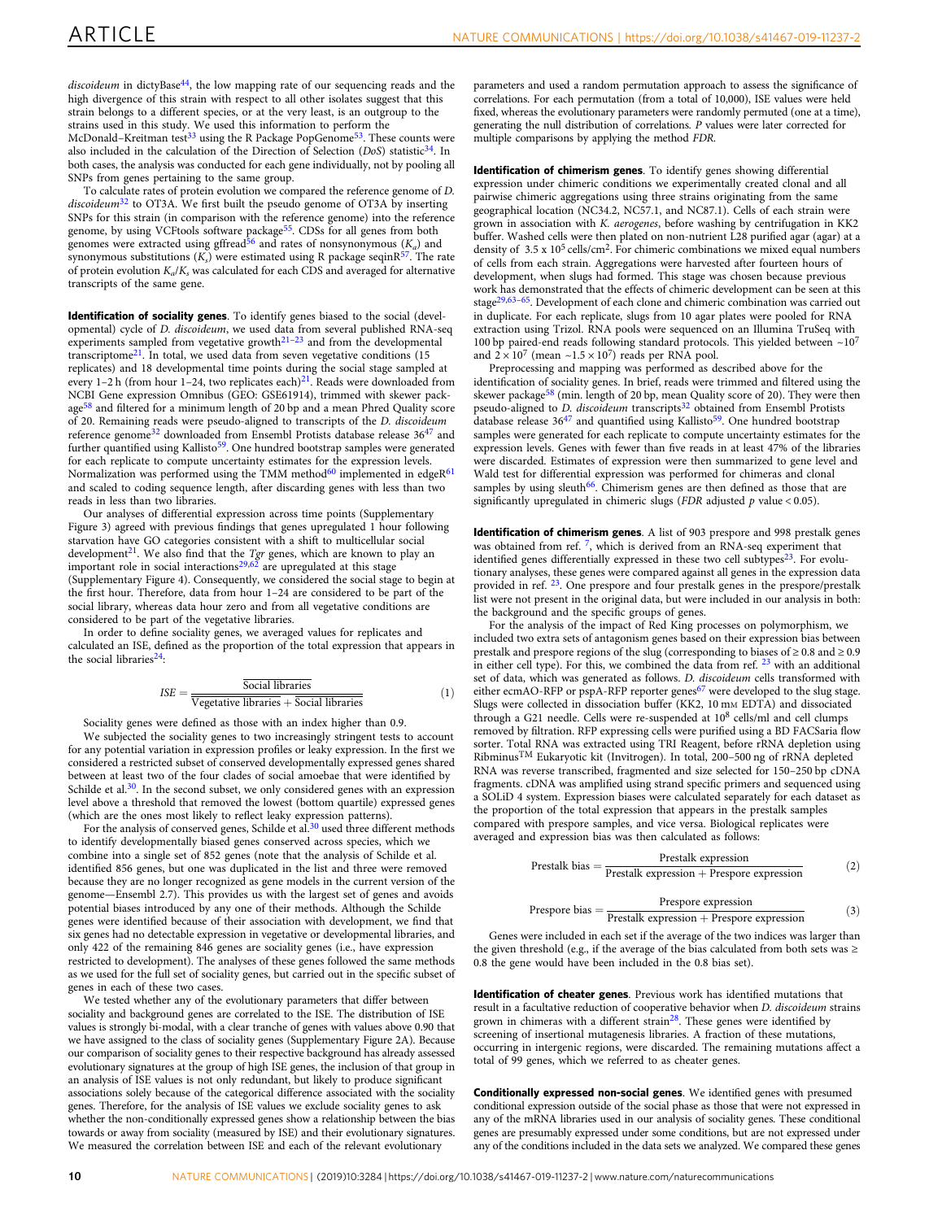*discoideum* in dictyBase[44], the low mapping rate of our sequencing reads and the high divergence of this strain with respect to all other isolates suggest that this strain belongs to a different species, or at the very least, is an outgroup to the strains used in this study. We used this information to perform the McDonald–Kreitman test[33] using the R Package PopGenome[53]. These counts were also included in the calculation of the Direction of Selection (*DoS*) statistic[34]. In both cases, the analysis was conducted for each gene individually, not by pooling all SNPs from genes pertaining to the same group.

To calculate rates of protein evolution we compared the reference genome of *D. discoideum*[32] to OT3A. We first built the pseudo genome of OT3A by inserting SNPs for this strain (in comparison with the reference genome) into the reference genome, by using VCFtools software package[55]. CDSs for all genes from both genomes were extracted using gffread[56] and rates of nonsynonymous ($K_a$) and synonymous substitutions ($K_s$) were estimated using R package seqinR[57]. The rate of protein evolution $K_a/K_s$ was calculated for each CDS and averaged for alternative transcripts of the same gene.

**Identification of sociality genes**. To identify genes biased to the social (developmental) cycle of *D. discoideum*, we used data from several published RNA-seq experiments sampled from vegetative growth[21–23] and from the developmental transcriptome[21]. In total, we used data from seven vegetative conditions (15 replicates) and 18 developmental time points during the social stage sampled at every 1–2 h (from hour 1–24, two replicates each)[21]. Reads were downloaded from NCBI Gene expression Omnibus (GEO: GSE61914), trimmed with skewer package[58] and filtered for a minimum length of 20 bp and a mean Phred Quality score of 20. Remaining reads were pseudo-aligned to transcripts of the *D. discoideum* reference genome[32] downloaded from Ensembl Protists database release 36[47] and further quantified using Kallisto[59]. One hundred bootstrap samples were generated for each replicate to compute uncertainty estimates for the expression levels. Normalization was performed using the TMM method[60] implemented in edgeR[61] and scaled to coding sequence length, after discarding genes with less than two reads in less than two libraries.

Our analyses of differential expression across time points (Supplementary Figure 3) agreed with previous findings that genes upregulated 1 hour following starvation have GO categories consistent with a shift to multicellular social development[21]. We also find that the *Tgr* genes, which are known to play an important role in social interactions[29,62] are upregulated at this stage (Supplementary Figure 4). Consequently, we considered the social stage to begin at the first hour. Therefore, data from hour 1–24 are considered to be part of the social library, whereas data hour zero and from all vegetative conditions are considered to be part of the vegetative libraries.

In order to define sociality genes, we averaged values for replicates and calculated an ISE, defined as the proportion of the total expression that appears in the social libraries[24]:

$$ISE = \frac{\overline{\text{Social libraries}}}{\overline{\text{Vegetative libraries} + \text{Social libraries}}} \quad (1)$$

Sociality genes were defined as those with an index higher than 0.9.

We subjected the sociality genes to two increasingly stringent tests to account for any potential variation in expression profiles or leaky expression. In the first we considered a restricted subset of conserved developmentally expressed genes shared between at least two of the four clades of social amoebae that were identified by Schilde et al.[30]. In the second subset, we only considered genes with an expression level above a threshold that removed the lowest (bottom quartile) expressed genes (which are the ones most likely to reflect leaky expression patterns).

For the analysis of conserved genes, Schilde et al.[30] used three different methods to identify developmentally biased genes conserved across species, which we combine into a single set of 852 genes (note that the analysis of Schilde et al. identified 856 genes, but one was duplicated in the list and three were removed because they are no longer recognized as gene models in the current version of the genome—Ensembl 2.7). This provides us with the largest set of genes and avoids potential biases introduced by any one of their methods. Although the Schilde genes were identified because of their association with development, we find that six genes had no detectable expression in vegetative or developmental libraries, and only 422 of the remaining 846 genes are sociality genes (i.e., have expression restricted to development). The analyses of these genes followed the same methods as we used for the full set of sociality genes, but carried out in the specific subset of genes in each of these two cases.

We tested whether any of the evolutionary parameters that differ between sociality and background genes are correlated to the ISE. The distribution of ISE values is strongly bi-modal, with a clear tranche of genes with values above 0.90 that we have assigned to the class of sociality genes (Supplementary Figure 2A). Because our comparison of sociality genes to their respective background has already assessed evolutionary signatures at the group of high ISE genes, the inclusion of that group in an analysis of ISE values is not only redundant, but likely to produce significant associations solely because of the categorical difference associated with the sociality genes. Therefore, for the analysis of ISE values we exclude sociality genes to ask whether the non-conditionally expressed genes show a relationship between the bias towards or away from sociality (measured by ISE) and their evolutionary signatures. We measured the correlation between ISE and each of the relevant evolutionary parameters and used a random permutation approach to assess the significance of correlations. For each permutation (from a total of 10,000), ISE values were held fixed, whereas the evolutionary parameters were randomly permuted (one at a time), generating the null distribution of correlations. *P* values were later corrected for multiple comparisons by applying the method *FDR*.

**Identification of chimerism genes**. To identify genes showing differential expression under chimeric conditions we experimentally created clonal and all pairwise chimeric aggregations using three strains originating from the same geographical location (NC34.2, NC57.1, and NC87.1). Cells of each strain were grown in association with *K. aerogenes*, before washing by centrifugation in KK2 buffer. Washed cells were then plated on non-nutrient L28 purified agar (agar) at a density of $3.5 \times 10^5$ cells/cm$^2$. For chimeric combinations we mixed equal numbers of cells from each strain. Aggregations were harvested after fourteen hours of development, when slugs had formed. This stage was chosen because previous work has demonstrated that the effects of chimeric development can be seen at this stage[29,63–65]. Development of each clone and chimeric combination was carried out in duplicate. For each replicate, slugs from 10 agar plates were pooled for RNA extraction using Trizol. RNA pools were sequenced on an Illumina TruSeq with 100 bp paired-end reads following standard protocols. This yielded between ~$10^7$ and $2 \times 10^7$ (mean ~$1.5 \times 10^7$) reads per RNA pool.

Preprocessing and mapping was performed as described above for the identification of sociality genes. In brief, reads were trimmed and filtered using the skewer package[58] (min. length of 20 bp, mean Quality score of 20). They were then pseudo-aligned to *D. discoideum* transcripts[32] obtained from Ensembl Protists database release 36[47] and quantified using Kallisto[59]. One hundred bootstrap samples were generated for each replicate to compute uncertainty estimates for the expression levels. Genes with fewer than five reads in at least 47% of the libraries were discarded. Estimates of expression were then summarized to gene level and Wald test for differential expression was performed for chimeras and clonal samples by using sleuth[66]. Chimerism genes are then defined as those that are significantly upregulated in chimeric slugs (*FDR* adjusted *p* value < 0.05).

**Identification of chimerism genes**. A list of 903 prespore and 998 prestalk genes was obtained from ref. [7], which is derived from an RNA-seq experiment that identified genes differentially expressed in these two cell subtypes[23]. For evolutionary analyses, these genes were compared against all genes in the expression data provided in ref. [23]. One prespore and four prestalk genes in the prespore/prestalk list were not present in the original data, but were included in our analysis in both: the background and the specific groups of genes.

For the analysis of the impact of Red King processes on polymorphism, we included two extra sets of antagonism genes based on their expression bias between prestalk and prespore regions of the slug (corresponding to biases of ≥ 0.8 and ≥ 0.9 in either cell type). For this, we combined the data from ref. [23] with an additional set of data, which was generated as follows. *D. discoideum* cells transformed with either ecmAO-RFP or pspA-RFP reporter genes[67] were developed to the slug stage. Slugs were collected in dissociation buffer (KK2, 10 mM EDTA) and dissociated through a G21 needle. Cells were re-suspended at $10^8$ cells/ml and cell clumps removed by filtration. RFP expressing cells were purified using a BD FACSaria flow sorter. Total RNA was extracted using TRI Reagent, before rRNA depletion using Ribminus™ Eukaryotic kit (Invitrogen). In total, 200–500 ng of rRNA depleted RNA was reverse transcribed, fragmented and size selected for 150–250 bp cDNA fragments. cDNA was amplified using strand specific primers and sequenced using a SOLiD 4 system. Expression biases were calculated separately for each dataset as the proportion of the total expression that appears in the prestalk samples compared with prespore samples, and vice versa. Biological replicates were averaged and expression bias was then calculated as follows:

$$\text{Prestalk bias} = \frac{\text{Prestalk expression}}{\text{Prestalk expression} + \text{Prespore expression}} \quad (2)$$

$$\text{Prespore bias} = \frac{\text{Prespore expression}}{\text{Prestalk expression} + \text{Prespore expression}} \quad (3)$$

Genes were included in each set if the average of the two indices was larger than the given threshold (e.g., if the average of the bias calculated from both sets was ≥ 0.8 the gene would have been included in the 0.8 bias set).

**Identification of cheater genes**. Previous work has identified mutations that result in a facultative reduction of cooperative behavior when *D. discoideum* strains grown in chimeras with a different strain[28]. These genes were identified by screening of insertional mutagenesis libraries. A fraction of these mutations, occurring in intergenic regions, were discarded. The remaining mutations affect a total of 99 genes, which we referred to as cheater genes.

**Conditionally expressed non-social genes**. We identified genes with presumed conditional expression outside of the social phase as those that were not expressed in any of the mRNA libraries used in our analysis of sociality genes. These conditional genes are presumably expressed under some conditions, but are not expressed under any of the conditions included in the data sets we analyzed. We compared these genes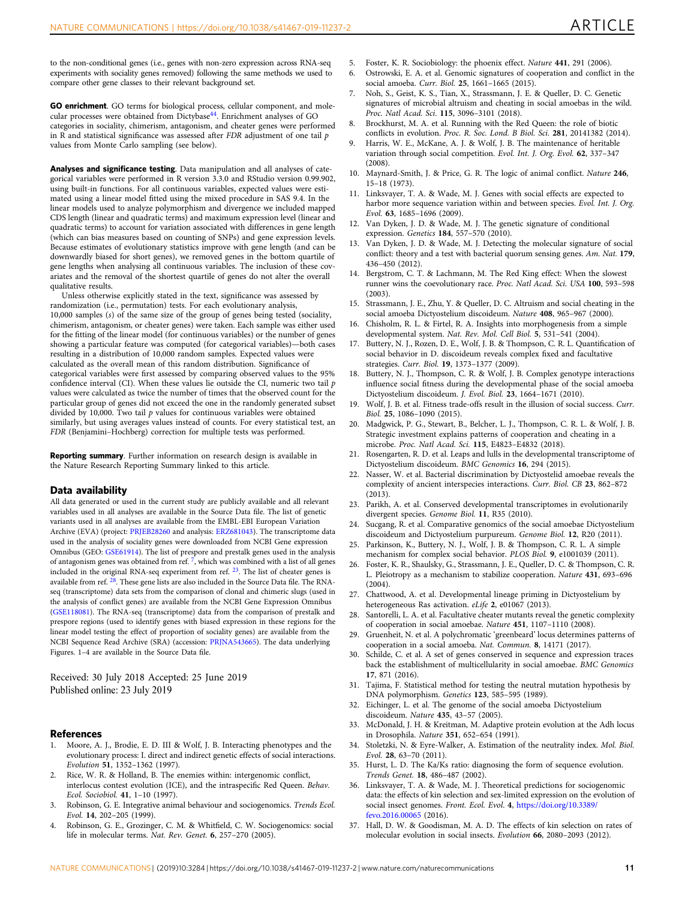to the non-conditional genes (i.e., genes with non-zero expression across RNA-seq experiments with sociality genes removed) following the same methods we used to compare other gene classes to their relevant background set.

**GO enrichment**. GO terms for biological process, cellular component, and molecular processes were obtained from Dictybase[44]. Enrichment analyses of GO categories in sociality, chimerism, antagonism, and cheater genes were performed in R and statistical significance was assessed after *FDR* adjustment of one tail *p* values from Monte Carlo sampling (see below).

**Analyses and significance testing**. Data manipulation and all analyses of categorical variables were performed in R version 3.3.0 and RStudio version 0.99.902, using built-in functions. For all continuous variables, expected values were estimated using a linear model fitted using the mixed procedure in SAS 9.4. In the linear models used to analyze polymorphism and divergence we included mapped CDS length (linear and quadratic terms) and maximum expression level (linear and quadratic terms) to account for variation associated with differences in gene length (which can bias measures based on counting of SNPs) and gene expression levels. Because estimates of evolutionary statistics improve with gene length (and can be downwardly biased for short genes), we removed genes in the bottom quartile of gene lengths when analysing all continuous variables. The inclusion of these covariates and the removal of the shortest quartile of genes do not alter the overall qualitative results.

Unless otherwise explicitly stated in the text, significance was assessed by randomization (i.e., permutation) tests. For each evolutionary analysis, 10,000 samples (*s*) of the same size of the group of genes being tested (sociality, chimerism, antagonism, or cheater genes) were taken. Each sample was either used for the fitting of the linear model (for continuous variables) or the number of genes showing a particular feature was computed (for categorical variables)—both cases resulting in a distribution of 10,000 random samples. Expected values were calculated as the overall mean of this random distribution. Significance of categorical variables were first assessed by comparing observed values to the 95% confidence interval (CI). When these values lie outside the CI, numeric two tail *p* values were calculated as twice the number of times that the observed count for the particular group of genes did not exceed the one in the randomly generated subset divided by 10,000. Two tail *p* values for continuous variables were obtained similarly, but using averages values instead of counts. For every statistical test, an *FDR* (Benjamini–Hochberg) correction for multiple tests was performed.

**Reporting summary**. Further information on research design is available in the Nature Research Reporting Summary linked to this article.

## Data availability

All data generated or used in the current study are publicly available and all relevant variables used in all analyses are available in the Source Data file. The list of genetic variants used in all analyses are available from the EMBL-EBI European Variation Archive (EVA) (project: PRJEB28260 and analysis: ERZ681043). The transcriptome data used in the analysis of sociality genes were downloaded from NCBI Gene expression Omnibus (GEO: GSE61914). The list of prespore and prestalk genes used in the analysis of antagonism genes was obtained from ref. [7], which was combined with a list of all genes included in the original RNA-seq experiment from ref. [23]. The list of cheater genes is available from ref. [28]. These gene lists are also included in the Source Data file. The RNA-seq (transcriptome) data sets from the comparison of clonal and chimeric slugs (used in the analysis of conflict genes) are available from the NCBI Gene Expression Omnibus (GSE118081). The RNA-seq (transcriptome) data from the comparison of prestalk and prespore regions (used to identify genes with biased expression in these regions for the linear model testing the effect of proportion of sociality genes) are available from the NCBI Sequence Read Archive (SRA) (accession: PRJNA543665). The data underlying Figures. 1–4 are available in the Source Data file.

Received: 30 July 2018 Accepted: 25 June 2019
Published online: 23 July 2019

## References

1. Moore, A. J., Brodie, E. D. III & Wolf, J. B. Interacting phenotypes and the evolutionary process: I. direct and indirect genetic effects of social interactions. *Evolution* **51**, 1352–1362 (1997).
2. Rice, W. R. & Holland, B. The enemies within: intergenomic conflict, interlocus contest evolution (ICE), and the intraspecific Red Queen. *Behav. Ecol. Sociobiol.* **41**, 1–10 (1997).
3. Robinson, G. E. Integrative animal behaviour and sociogenomics. *Trends Ecol. Evol.* **14**, 202–205 (1999).
4. Robinson, G. E., Grozinger, C. M. & Whitfield, C. W. Sociogenomics: social life in molecular terms. *Nat. Rev. Genet.* **6**, 257–270 (2005).
5. Foster, K. R. Sociobiology: the phoenix effect. *Nature* **441**, 291 (2006).
6. Ostrowski, E. A. et al. Genomic signatures of cooperation and conflict in the social amoeba. *Curr. Biol.* **25**, 1661–1665 (2015).
7. Noh, S., Geist, K. S., Tian, X., Strassmann, J. E. & Queller, D. C. Genetic signatures of microbial altruism and cheating in social amoebas in the wild. *Proc. Natl Acad. Sci.* **115**, 3096–3101 (2018).
8. Brockhurst, M. A. et al. Running with the Red Queen: the role of biotic conflicts in evolution. *Proc. R. Soc. Lond. B Biol. Sci.* **281**, 20141382 (2014).
9. Harris, W. E., McKane, A. J. & Wolf, J. B. The maintenance of heritable variation through social competition. *Evol. Int. J. Org. Evol.* **62**, 337–347 (2008).
10. Maynard-Smith, J. & Price, G. R. The logic of animal conflict. *Nature* **246**, 15–18 (1973).
11. Linksvayer, T. A. & Wade, M. J. Genes with social effects are expected to harbor more sequence variation within and between species. *Evol. Int. J. Org. Evol.* **63**, 1685–1696 (2009).
12. Van Dyken, J. D. & Wade, M. J. The genetic signature of conditional expression. *Genetics* **184**, 557–570 (2010).
13. Van Dyken, J. D. & Wade, M. J. Detecting the molecular signature of social conflict: theory and a test with bacterial quorum sensing genes. *Am. Nat.* **179**, 436–450 (2012).
14. Bergstrom, C. T. & Lachmann, M. The Red King effect: When the slowest runner wins the coevolutionary race. *Proc. Natl Acad. Sci. USA* **100**, 593–598 (2003).
15. Strassmann, J. E., Zhu, Y. & Queller, D. C. Altruism and social cheating in the social amoeba Dictyostelium discoideum. *Nature* **408**, 965–967 (2000).
16. Chisholm, R. L. & Firtel, R. A. Insights into morphogenesis from a simple developmental system. *Nat. Rev. Mol. Cell Biol.* **5**, 531–541 (2004).
17. Buttery, N. J., Rozen, D. E., Wolf, J. B. & Thompson, C. R. L. Quantification of social behavior in D. discoideum reveals complex fixed and facultative strategies. *Curr. Biol.* **19**, 1373–1377 (2009).
18. Buttery, N. J., Thompson, C. R. & Wolf, J. B. Complex genotype interactions influence social fitness during the developmental phase of the social amoeba Dictyostelium discoideum. *J. Evol. Biol.* **23**, 1664–1671 (2010).
19. Wolf, J. B. et al. Fitness trade-offs result in the illusion of social success. *Curr. Biol.* **25**, 1086–1090 (2015).
20. Madgwick, P. G., Stewart, B., Belcher, L. J., Thompson, C. R. L. & Wolf, J. B. Strategic investment explains patterns of cooperation and cheating in a microbe. *Proc. Natl Acad. Sci.* **115**, E4823–E4832 (2018).
21. Rosengarten, R. D. et al. Leaps and lulls in the developmental transcriptome of Dictyostelium discoideum. *BMC Genomics* **16**, 294 (2015).
22. Nasser, W. et al. Bacterial discrimination by Dictyostelid amoebae reveals the complexity of ancient interspecies interactions. *Curr. Biol. CB* **23**, 862–872 (2013).
23. Parikh, A. et al. Conserved developmental transcriptomes in evolutionarily divergent species. *Genome Biol.* **11**, R35 (2010).
24. Sucgang, R. et al. Comparative genomics of the social amoebae Dictyostelium discoideum and Dictyostelium purpureum. *Genome Biol.* **12**, R20 (2011).
25. Parkinson, K., Buttery, N. J., Wolf, J. B. & Thompson, C. R. L. A simple mechanism for complex social behavior. *PLOS Biol.* **9**, e1001039 (2011).
26. Foster, K. R., Shaulsky, G., Strassmann, J. E., Queller, D. C. & Thompson, C. R. L. Pleiotropy as a mechanism to stabilize cooperation. *Nature* **431**, 693–696 (2004).
27. Chattwood, A. et al. Developmental lineage priming in Dictyostelium by heterogeneous Ras activation. *eLife* **2**, e01067 (2013).
28. Santorelli, L. A. et al. Facultative cheater mutants reveal the genetic complexity of cooperation in social amoebae. *Nature* **451**, 1107–1110 (2008).
29. Gruenheit, N. et al. A polychromatic 'greenbeard' locus determines patterns of cooperation in a social amoeba. *Nat. Commun.* **8**, 14171 (2017).
30. Schilde, C. et al. A set of genes conserved in sequence and expression traces back the establishment of multicellularity in social amoebae. *BMC Genomics* **17**, 871 (2016).
31. Tajima, F. Statistical method for testing the neutral mutation hypothesis by DNA polymorphism. *Genetics* **123**, 585–595 (1989).
32. Eichinger, L. et al. The genome of the social amoeba Dictyostelium discoideum. *Nature* **435**, 43–57 (2005).
33. McDonald, J. H. & Kreitman, M. Adaptive protein evolution at the Adh locus in Drosophila. *Nature* **351**, 652–654 (1991).
34. Stoletzki, N. & Eyre-Walker, A. Estimation of the neutrality index. *Mol. Biol. Evol.* **28**, 63–70 (2011).
35. Hurst, L. D. The Ka/Ks ratio: diagnosing the form of sequence evolution. *Trends Genet.* **18**, 486–487 (2002).
36. Linksvayer, T. A. & Wade, M. J. Theoretical predictions for sociogenomic data: the effects of kin selection and sex-limited expression on the evolution of social insect genomes. *Front. Ecol. Evol.* **4**, https://doi.org/10.3389/fevo.2016.00065 (2016).
37. Hall, D. W. & Goodisman, M. A. D. The effects of kin selection on rates of molecular evolution in social insects. *Evolution* **66**, 2080–2093 (2012).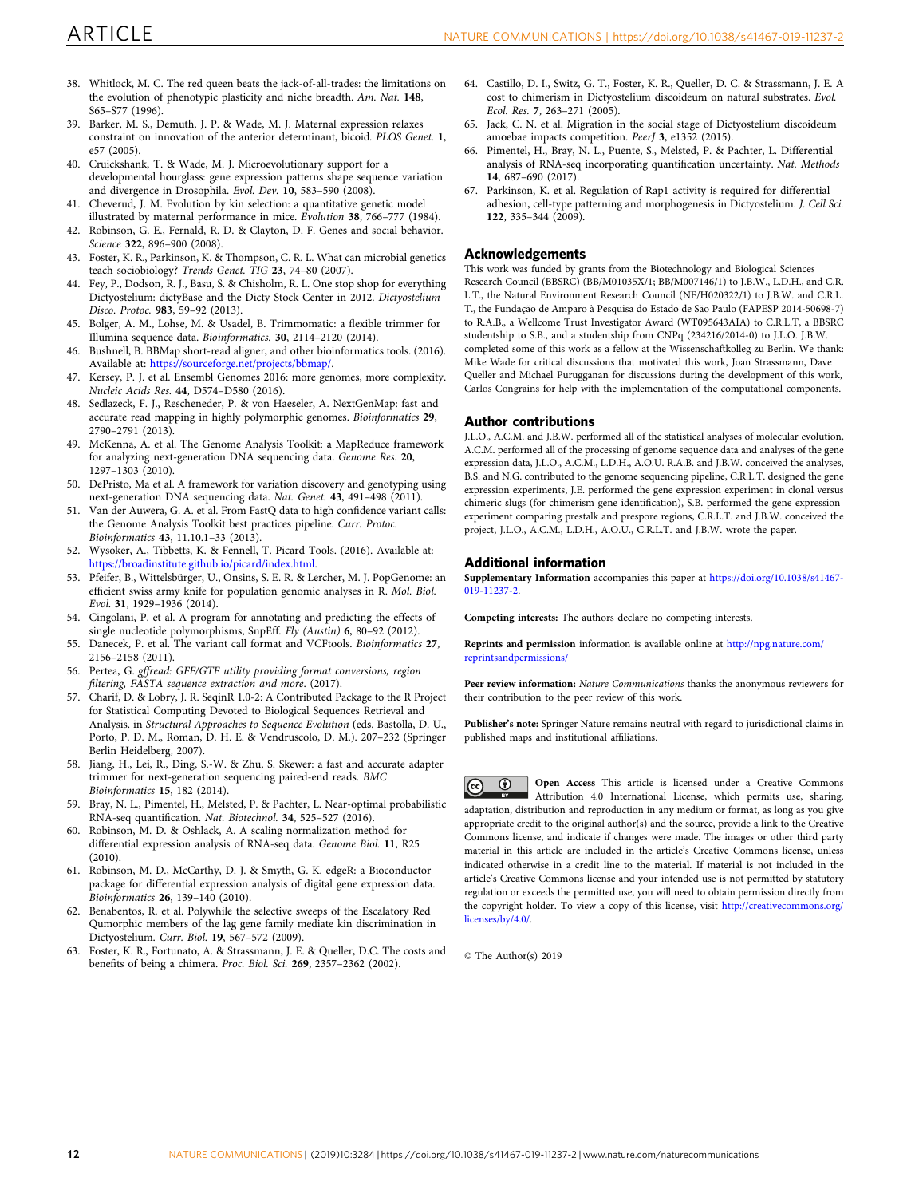38. Whitlock, M. C. The red queen beats the jack-of-all-trades: the limitations on the evolution of phenotypic plasticity and niche breadth. *Am. Nat.* **148**, S65–S77 (1996).
39. Barker, M. S., Demuth, J. P. & Wade, M. J. Maternal expression relaxes constraint on innovation of the anterior determinant, bicoid. *PLOS Genet.* **1**, e57 (2005).
40. Cruickshank, T. & Wade, M. J. Microevolutionary support for a developmental hourglass: gene expression patterns shape sequence variation and divergence in Drosophila. *Evol. Dev.* **10**, 583–590 (2008).
41. Cheverud, J. M. Evolution by kin selection: a quantitative genetic model illustrated by maternal performance in mice. *Evolution* **38**, 766–777 (1984).
42. Robinson, G. E., Fernald, R. D. & Clayton, D. F. Genes and social behavior. *Science* **322**, 896–900 (2008).
43. Foster, K. R., Parkinson, K. & Thompson, C. R. L. What can microbial genetics teach sociobiology? *Trends Genet. TIG* **23**, 74–80 (2007).
44. Fey, P., Dodson, R. J., Basu, S. & Chisholm, R. L. One stop shop for everything Dictyostelium: dictyBase and the Dicty Stock Center in 2012. *Dictyostelium Disco. Protoc.* **983**, 59–92 (2013).
45. Bolger, A. M., Lohse, M. & Usadel, B. Trimmomatic: a flexible trimmer for Illumina sequence data. *Bioinformatics.* **30**, 2114–2120 (2014).
46. Bushnell, B. BBMap short-read aligner, and other bioinformatics tools. (2016). Available at: https://sourceforge.net/projects/bbmap/.
47. Kersey, P. J. et al. Ensembl Genomes 2016: more genomes, more complexity. *Nucleic Acids Res.* **44**, D574–D580 (2016).
48. Sedlazeck, F. J., Rescheneder, P. & von Haeseler, A. NextGenMap: fast and accurate read mapping in highly polymorphic genomes. *Bioinformatics* **29**, 2790–2791 (2013).
49. McKenna, A. et al. The Genome Analysis Toolkit: a MapReduce framework for analyzing next-generation DNA sequencing data. *Genome Res.* **20**, 1297–1303 (2010).
50. DePristo, Ma et al. A framework for variation discovery and genotyping using next-generation DNA sequencing data. *Nat. Genet.* **43**, 491–498 (2011).
51. Van der Auwera, G. A. et al. From FastQ data to high confidence variant calls: the Genome Analysis Toolkit best practices pipeline. *Curr. Protoc. Bioinformatics* **43**, 11.10.1–33 (2013).
52. Wysoker, A., Tibbetts, K. & Fennell, T. Picard Tools. (2016). Available at: https://broadinstitute.github.io/picard/index.html.
53. Pfeifer, B., Wittelsbürger, U., Onsins, S. E. R. & Lercher, M. J. PopGenome: an efficient swiss army knife for population genomic analyses in R. *Mol. Biol. Evol.* **31**, 1929–1936 (2014).
54. Cingolani, P. et al. A program for annotating and predicting the effects of single nucleotide polymorphisms, SnpEff. *Fly (Austin)* **6**, 80–92 (2012).
55. Danecek, P. et al. The variant call format and VCFtools. *Bioinformatics* **27**, 2156–2158 (2011).
56. Pertea, G. *gffread: GFF/GTF utility providing format conversions, region filtering, FASTA sequence extraction and more*. (2017).
57. Charif, D. & Lobry, J. R. SeqinR 1.0-2: A Contributed Package to the R Project for Statistical Computing Devoted to Biological Sequences Retrieval and Analysis. in *Structural Approaches to Sequence Evolution* (eds. Bastolla, D. U., Porto, P. D. M., Roman, D. H. E. & Vendruscolo, D. M.). 207–232 (Springer Berlin Heidelberg, 2007).
58. Jiang, H., Lei, R., Ding, S.-W. & Zhu, S. Skewer: a fast and accurate adapter trimmer for next-generation sequencing paired-end reads. *BMC Bioinformatics* **15**, 182 (2014).
59. Bray, N. L., Pimentel, H., Melsted, P. & Pachter, L. Near-optimal probabilistic RNA-seq quantification. *Nat. Biotechnol.* **34**, 525–527 (2016).
60. Robinson, M. D. & Oshlack, A. A scaling normalization method for differential expression analysis of RNA-seq data. *Genome Biol.* **11**, R25 (2010).
61. Robinson, M. D., McCarthy, D. J. & Smyth, G. K. edgeR: a Bioconductor package for differential expression analysis of digital gene expression data. *Bioinformatics* **26**, 139–140 (2010).
62. Benabentos, R. et al. Polywhile the selective sweeps of the Escalatory Red Qumorphic members of the lag gene family mediate kin discrimination in Dictyostelium. *Curr. Biol.* **19**, 567–572 (2009).
63. Foster, K. R., Fortunato, A. & Strassmann, J. E. & Queller, D.C. The costs and benefits of being a chimera. *Proc. Biol. Sci.* **269**, 2357–2362 (2002).
64. Castillo, D. I., Switz, G. T., Foster, K. R., Queller, D. C. & Strassmann, J. E. A cost to chimerism in Dictyostelium discoideum on natural substrates. *Evol. Ecol. Res.* **7**, 263–271 (2005).
65. Jack, C. N. et al. Migration in the social stage of Dictyostelium discoideum amoebae impacts competition. *PeerJ* **3**, e1352 (2015).
66. Pimentel, H., Bray, N. L., Puente, S., Melsted, P. & Pachter, L. Differential analysis of RNA-seq incorporating quantification uncertainty. *Nat. Methods* **14**, 687–690 (2017).
67. Parkinson, K. et al. Regulation of Rap1 activity is required for differential adhesion, cell-type patterning and morphogenesis in Dictyostelium. *J. Cell Sci.* **122**, 335–344 (2009).

## Acknowledgements

This work was funded by grants from the Biotechnology and Biological Sciences Research Council (BBSRC) (BB/M01035X/1; BB/M007146/1) to J.B.W., L.D.H., and C.R.L.T., the Natural Environment Research Council (NE/H020322/1) to J.B.W. and C.R.L.T., the Fundação de Amparo à Pesquisa do Estado de São Paulo (FAPESP 2014-50698-7) to R.A.B., a Wellcome Trust Investigator Award (WT095643AIA) to C.R.L.T, a BBSRC studentship to S.B., and a studentship from CNPq (234216/2014-0) to J.L.O. J.B.W. completed some of this work as a fellow at the Wissenschaftkolleg zu Berlin. We thank: Mike Wade for critical discussions that motivated this work, Joan Strassmann, Dave Queller and Michael Purugganan for discussions during the development of this work, Carlos Congrains for help with the implementation of the computational components.

## Author contributions

J.L.O., A.C.M. and J.B.W. performed all of the statistical analyses of molecular evolution, A.C.M. performed all of the processing of genome sequence data and analyses of the gene expression data, J.L.O., A.C.M., L.D.H., A.O.U. R.A.B. and J.B.W. conceived the analyses, B.S. and N.G. contributed to the genome sequencing pipeline, C.R.L.T. designed the gene expression experiments, J.E. performed the gene expression experiment in clonal versus chimeric slugs (for chimerism gene identification), S.B. performed the gene expression experiment comparing prestalk and prespore regions, C.R.L.T. and J.B.W. conceived the project, J.L.O., A.C.M., L.D.H., A.O.U., C.R.L.T. and J.B.W. wrote the paper.

## Additional information

**Supplementary Information** accompanies this paper at https://doi.org/10.1038/s41467-019-11237-2.

**Competing interests:** The authors declare no competing interests.

**Reprints and permission** information is available online at http://npg.nature.com/reprintsandpermissions/

**Peer review information:** *Nature Communications* thanks the anonymous reviewers for their contribution to the peer review of this work.

**Publisher's note:** Springer Nature remains neutral with regard to jurisdictional claims in published maps and institutional affiliations.

**Open Access** This article is licensed under a Creative Commons Attribution 4.0 International License, which permits use, sharing, adaptation, distribution and reproduction in any medium or format, as long as you give appropriate credit to the original author(s) and the source, provide a link to the Creative Commons license, and indicate if changes were made. The images or other third party material in this article are included in the article's Creative Commons license, unless indicated otherwise in a credit line to the material. If material is not included in the article's Creative Commons license and your intended use is not permitted by statutory regulation or exceeds the permitted use, you will need to obtain permission directly from the copyright holder. To view a copy of this license, visit http://creativecommons.org/licenses/by/4.0/.

© The Author(s) 2019